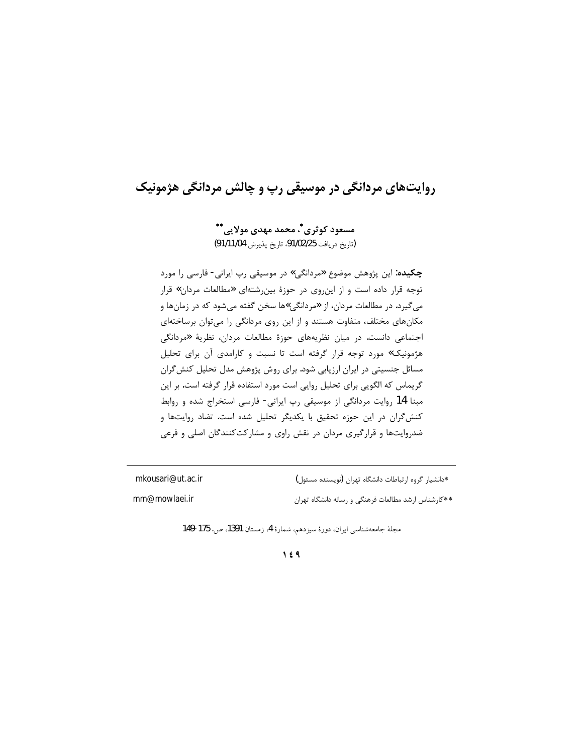# روایت‌های مردانگی در موسیقی رپ و چالش مردانگی هژمونیک

**مسعود کوثری\*، محمد مهدی مولایی\*\***

(تاریخ دریافت 91/02/25، تاریخ پذیرش 91/11/04)

**چکیده:** این پژوهش موضوع «مردانگی» در موسیقی رپ ایرانی- فارسی را مورد توجه قرار داده است و از این‌روی در حوزهٔ بین‌رشته‌ای «مطالعات مردان» قرار می‌گیرد. در مطالعات مردان، از «مردانگی»ها سخن گفته می‌شود که در زمان‌ها و مکان‌های مختلف، متفاوت هستند و از این روی مردانگی را می‌توان برساخته‌ای اجتماعی دانست. در میان نظریه‌های حوزهٔ مطالعات مردان، نظریهٔ «مردانگی هژمونیک» مورد توجه قرار گرفته است تا نسبت و کارامدی آن برای تحلیل مسائل جنسیتی در ایران ارزیابی شود. برای روش پژوهش مدل تحلیل کنش‌گران گریماس که الگویی برای تحلیل روایی است مورد استفاده قرار گرفته است. بر این مبنا 14 روایت مردانگی از موسیقی رپ ایرانی- فارسی استخراج شده و روابط کنش‌گران در این حوزه تحقیق با یکدیگر تحلیل شده است. تضاد روایت‌ها و ضدروایت‌ها و قرارگیری مردان در نقش راوی و مشارکت‌کنندگان اصلی و فرعی

---

\*دانشیار گروه ارتباطات دانشگاه تهران (نویسنده مسئول) mkousari@ut.ac.ir

\*\*کارشناس ارشد مطالعات فرهنگی و رسانه دانشگاه تهران mm@mowlaei.ir

مجلهٔ جامعه‌شناسی ایران، دورهٔ سیزدهم، شمارهٔ 4، زمستان 1391، ص. 175-149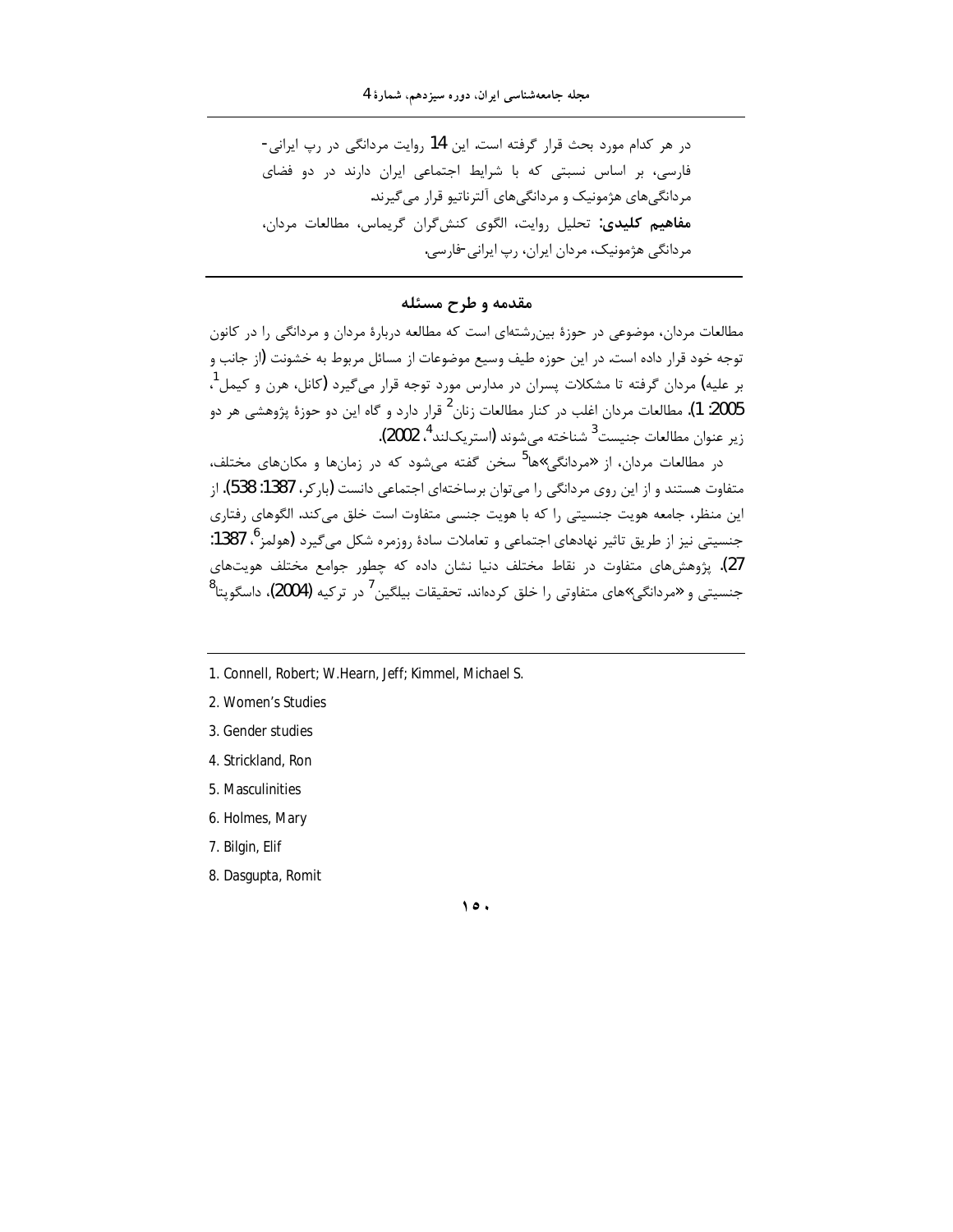در هر کدام مورد بحث قرار گرفته است. این 14 روایت مردانگی در رپ ایرانی-فارسی، بر اساس نسبتی که با شرایط اجتماعی ایران دارند در دو فضای مردانگی‌های هژمونیک و مردانگی‌های آلترناتیو قرار می‌گیرند.

**مفاهیم کلیدی:** تحلیل روایت، الگوی کنش‌گران گریماس، مطالعات مردان، مردانگی هژمونیک، مردان ایران، رپ ایرانی-فارسی.

## مقدمه و طرح مسئله

مطالعات مردان، موضوعی در حوزهٔ بین‌رشته‌ای است که مطالعه دربارهٔ مردان و مردانگی را در کانون توجه خود قرار داده است. در این حوزه طیف وسیع موضوعات از مسائل مربوط به خشونت (از جانب و بر علیه) مردان گرفته تا مشکلات پسران در مدارس مورد توجه قرار می‌گیرد (کانل، هرن و کیمل[1]، 2005: 1). مطالعات مردان اغلب در کنار مطالعات زنان[2] قرار دارد و گاه این دو حوزهٔ پژوهشی هر دو زیر عنوان مطالعات جنیست[3] شناخته می‌شوند (استریک‌لند[4]، 2002).

در مطالعات مردان، از «مردانگی»ها[5] سخن گفته می‌شود که در زمان‌ها و مکان‌های مختلف، متفاوت هستند و از این روی مردانگی را می‌توان برساخته‌ای اجتماعی دانست (بارکر، 1387: 538). از این منظر، جامعه هویت جنسیتی را که با هویت جنسی متفاوت است خلق می‌کند. الگوهای رفتاری جنسیتی نیز از طریق تاثیر نهادهای اجتماعی و تعاملات سادهٔ روزمره شکل می‌گیرد (هولمز[6]، 1387: 27). پژوهش‌های متفاوت در نقاط مختلف دنیا نشان داده که چطور جوامع مختلف هویت‌های جنسیتی و «مردانگی»های متفاوتی را خلق کرده‌اند. تحقیقات بیلگین[7] در ترکیه (2004)، داسگوپتا[8]

---

1. Connell, Robert; W.Hearn, Jeff; Kimmel, Michael S.
2. Women's Studies
3. Gender studies
4. Strickland, Ron
5. Masculinities
6. Holmes, Mary
7. Bilgin, Elif
8. Dasgupta, Romit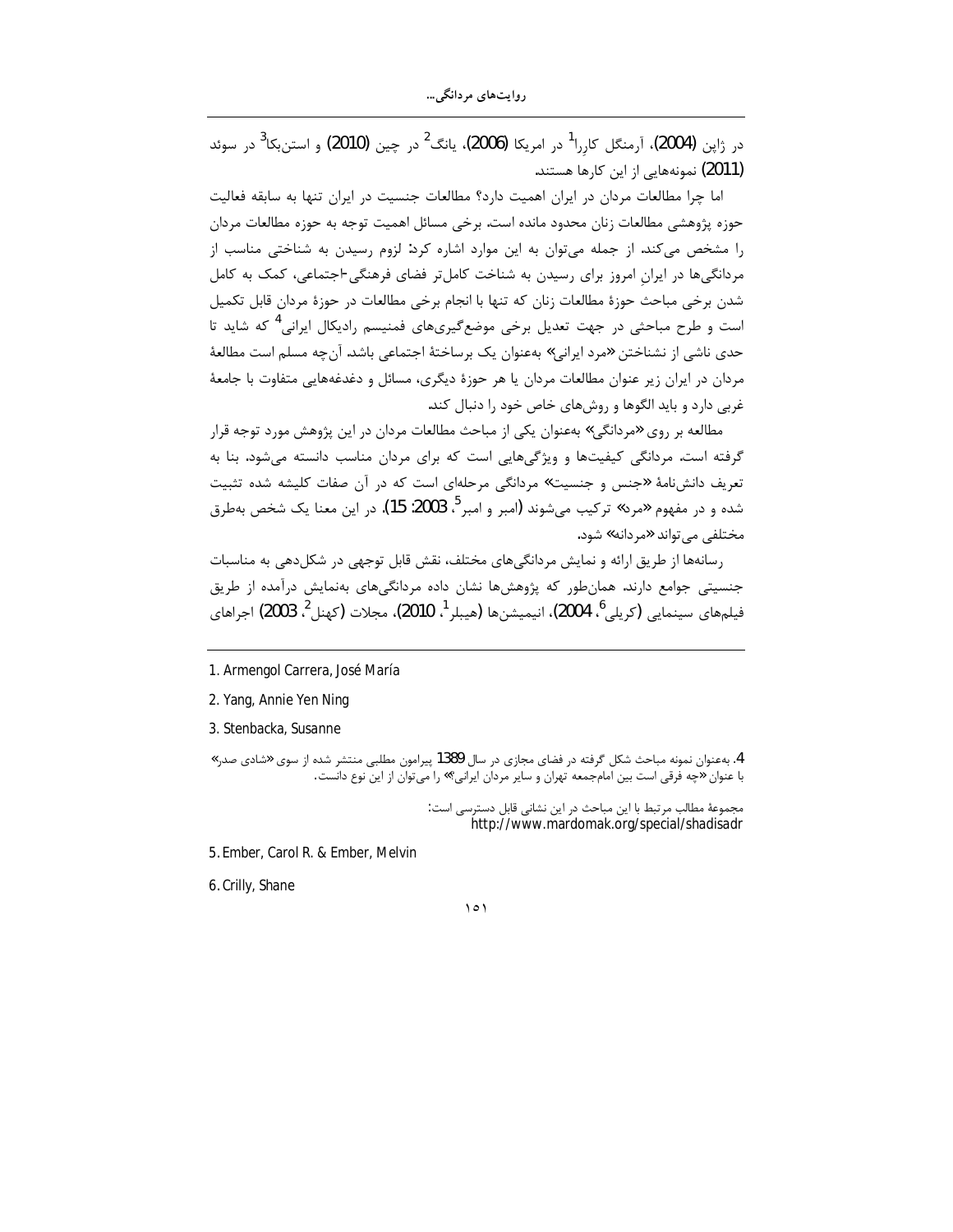در ژاپن (2004)، آرمنگل کاررا[1] در امریکا (2006)، یانگ[2] در چین (2010) و استن‌بکا[3] در سوئد (2011) نمونه‌هایی از این کارها هستند.

اما چرا مطالعات مردان در ایران اهمیت دارد؟ مطالعات جنسیت در ایران تنها به سابقه فعالیت حوزه پژوهشی مطالعات زنان محدود مانده است. برخی مسائل اهمیت توجه به حوزه مطالعات مردان را مشخص می‌کند. از جمله می‌توان به این موارد اشاره کرد: لزوم رسیدن به شناختی مناسب از مردانگی‌ها در ایرانِ امروز برای رسیدن به شناخت کامل‌تر فضای فرهنگی-اجتماعی، کمک به کامل شدن برخی مباحث حوزهٔ مطالعات زنان که تنها با انجام برخی مطالعات در حوزهٔ مردان قابل تکمیل است و طرح مباحثی در جهت تعدیل برخی موضع‌گیری‌های فمنیسم رادیکال ایرانی[4] که شاید تا حدی ناشی از نشناختن «مرد ایرانی» به‌عنوان یک برساختهٔ اجتماعی باشد. آن‌چه مسلم است مطالعهٔ مردان در ایران زیر عنوان مطالعات مردان یا هر حوزهٔ دیگری، مسائل و دغدغه‌هایی متفاوت با جامعهٔ غربی دارد و باید الگوها و روش‌های خاص خود را دنبال کند.

مطالعه بر روی «مردانگی» به‌عنوان یکی از مباحث مطالعات مردان در این پژوهش مورد توجه قرار گرفته است. مردانگی کیفیت‌ها و ویژگی‌هایی است که برای مردان مناسب دانسته می‌شود. بنا به تعریف دانش‌نامهٔ «جنس و جنسیت» مردانگی مرحله‌ای است که در آن صفات کلیشه شده تثبیت شده و در مفهوم «مرد» ترکیب می‌شوند (امبر و امبر[5]، 2003: 15). در این معنا یک شخص به‌طرق مختلفی می‌تواند «مردانه» شود.

رسانه‌ها از طریق ارائه و نمایش مردانگی‌های مختلف، نقش قابل توجهی در شکل‌دهی به مناسبات جنسیتی جوامع دارند. همان‌طور که پژوهش‌ها نشان داده مردانگی‌های به‌نمایش درآمده از طریق فیلم‌های سینمایی (کریلی[6]، 2004)، انیمیشن‌ها (هیبلر[1]، 2010)، مجلات (کهنل[2]، 2003) اجراهای

---

1. Armengol Carrera, José María

2. Yang, Annie Yen Ning

3. Stenbacka, Susanne

4. به‌عنوان نمونه مباحث شکل گرفته در فضای مجازی در سال 1389 پیرامون مطلبی منتشر شده از سوی «شادی صدر» با عنوان «چه فرقی است بین امام‌جمعه تهران و سایر مردان ایرانی؟» را می‌توان از این نوع دانست.

مجموعهٔ مطالب مرتبط با این مباحث در این نشانی قابل دسترسی است:
http://www.mardomak.org/special/shadisadr

5. Ember, Carol R. & Ember, Melvin

6. Crilly, Shane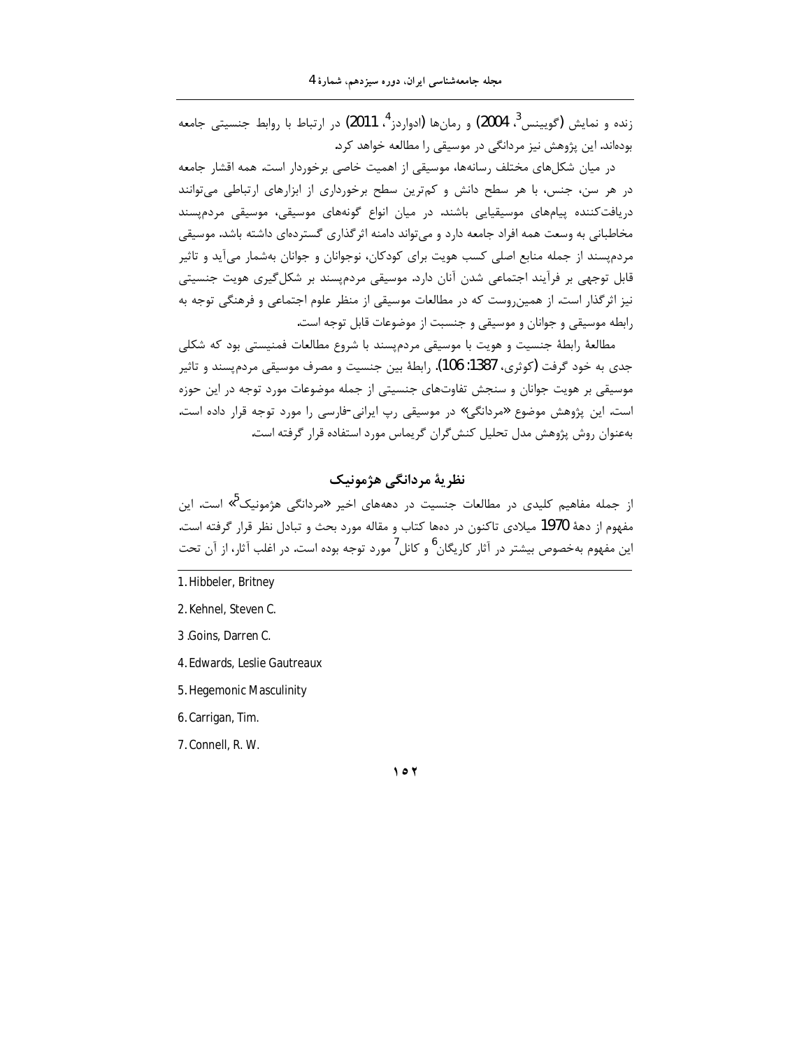زنده و نمایش (گویینس[3]، 2004) و رمان‌ها (ادواردز[4]، 2011) در ارتباط با روابط جنسیتی جامعه بوده‌اند. این پژوهش نیز مردانگی در موسیقی را مطالعه خواهد کرد.

در میان شکل‌های مختلف رسانه‌ها، موسیقی از اهمیت خاصی برخوردار است. همه اقشار جامعه در هر سن، جنس، با هر سطح دانش و کم‌ترین سطح برخورداری از ابزارهای ارتباطی می‌توانند دریافت‌کننده پیام‌های موسیقیایی باشند. در میان انواع گونه‌های موسیقی، موسیقی مردم‌پسند مخاطبانی به وسعت همه افراد جامعه دارد و می‌تواند دامنه اثرگذاری گسترده‌ای داشته باشد. موسیقی مردم‌پسند از جمله منابع اصلی کسب هویت برای کودکان، نوجوانان و جوانان به‌شمار می‌آید و تاثیر قابل توجهی بر فرآیند اجتماعی شدن آنان دارد. موسیقی مردم‌پسند بر شکل‌گیری هویت جنسیتی نیز اثرگذار است. از همین‌روست که در مطالعات موسیقی از منظر علوم اجتماعی و فرهنگی توجه به رابطه موسیقی و جوانان و موسیقی و جنسبت از موضوعات قابل توجه است.

مطالعهٔ رابطهٔ جنسیت و هویت با موسیقی مردم‌پسند با شروع مطالعات فمنیستی بود که شکلی جدی به خود گرفت (کوثری، 1387: 106). رابطهٔ بین جنسیت و مصرف موسیقی مردم‌پسند و تاثیر موسیقی بر هویت جوانان و سنجش تفاوت‌های جنسیتی از جمله موضوعات مورد توجه در این حوزه است. این پژوهش موضوع «مردانگی» در موسیقی رپ ایرانی-فارسی را مورد توجه قرار داده است. به‌عنوان روش پژوهش مدل تحلیل کنش‌گران گریماس مورد استفاده قرار گرفته است.

## نظریهٔ مردانگی هژمونیک

از جمله مفاهیم کلیدی در مطالعات جنسیت در دهه‌های اخیر «مردانگی هژمونیک[5]» است. این مفهوم از دههٔ 1970 میلادی تاکنون در ده‌ها کتاب و مقاله مورد بحث و تبادل نظر قرار گرفته است. این مفهوم به‌خصوص بیشتر در آثار کاریگان[6] و کانل[7] مورد توجه بوده است. در اغلب آثار، از آن تحت

---

1. Hibbeler, Britney
2. Kehnel, Steven C.
3. Goins, Darren C.
4. Edwards, Leslie Gautreaux
5. Hegemonic Masculinity
6. Carrigan, Tim.
7. Connell, R. W.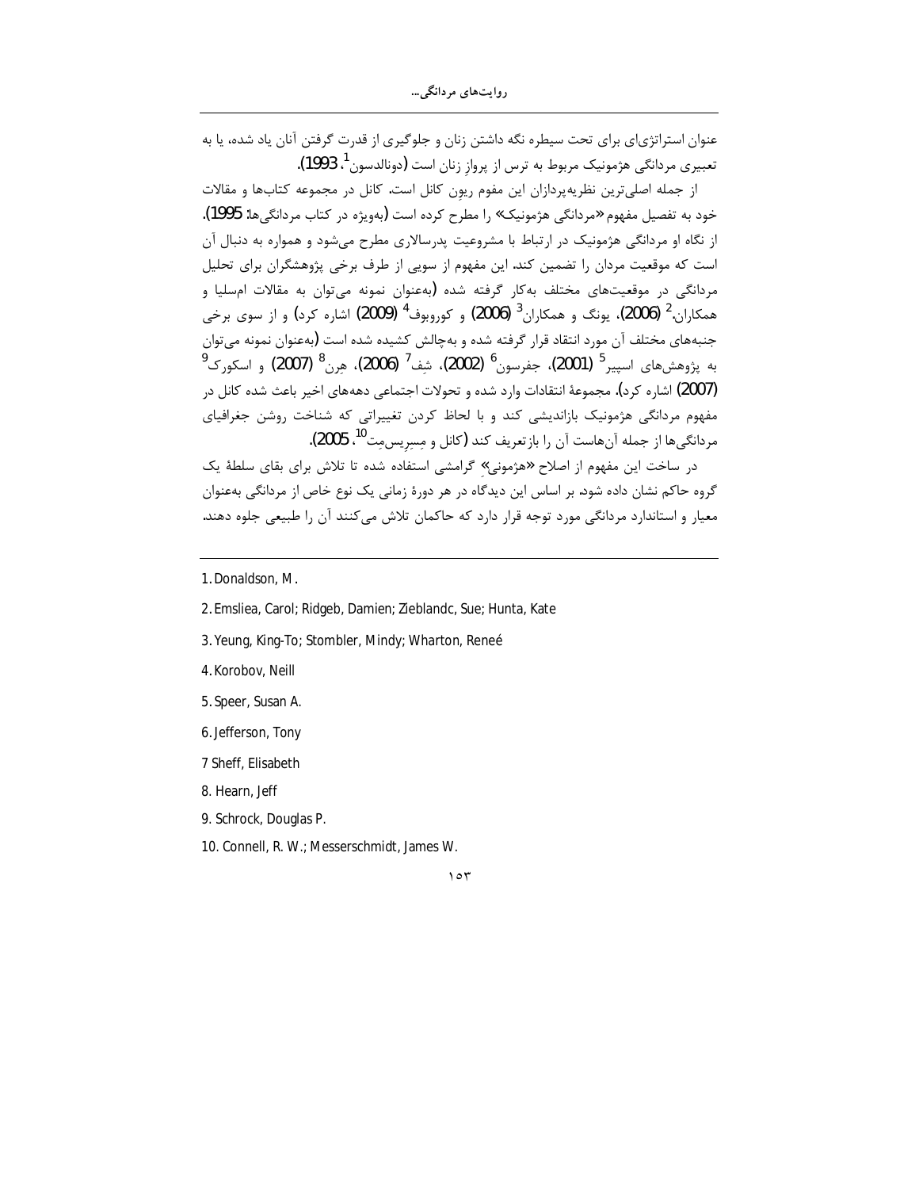عنوان استراتژی‌ای برای تحت سیطره نگه داشتن زنان و جلوگیری از قدرت گرفتن آنان یاد شده، یا به تعبیری مردانگی هژمونیک مربوط به ترس از پرواز زنان است (دونالدسون[1]، 1993).

از جمله اصلی‌ترین نظریه‌پردازان این مفوم ربون کانل است. کانل در مجموعه کتاب‌ها و مقالات خود به تفصیل مفهوم «مردانگی هژمونیک» را مطرح کرده است (به‌ویژه در کتاب مردانگی‌ها: 1995). از نگاه او مردانگی هژمونیک در ارتباط با مشروعیت پدرسالاری مطرح می‌شود و همواره به دنبال آن است که موقعیت مردان را تضمین کند. این مفهوم از سویی از طرف برخی پژوهشگران برای تحلیل مردانگی در موقعیت‌های مختلف به‌کار گرفته شده (به‌عنوان نمونه می‌توان به مقالات امسلیا و همکاران[2] (2006)، یونگ و همکاران[3] (2006) و کوروبوف[4] (2009) اشاره کرد) و از سوی برخی جنبه‌های مختلف آن مورد انتقاد قرار گرفته شده و به‌چالش کشیده شده است (به‌عنوان نمونه می‌توان به پژوهش‌های اسپیر[5] (2001)، جفرسون[6] (2002)، شِف[7] (2006)، هِرن[8] (2007) و اسکورک[9] (2007) اشاره کرد). مجموعهٔ انتقادات وارد شده و تحولات اجتماعی دهه‌های اخیر باعث شده کانل در مفهوم مردانگی هژمونیک بازاندیشی کند و با لحاظ کردن تغییراتی که شناخت روشن جغرافیای مردانگی‌ها از جمله آن‌هاست آن را بازتعریف کند (کانل و مِسرِیس‌مِت[10]، 2005).

در ساخت این مفهوم از اصلاح «هژمونیِ» گرامشی استفاده شده تا تلاش برای بقای سلطهٔ یک گروه حاکم نشان داده شود. بر اساس این دیدگاه در هر دورهٔ زمانی یک نوع خاص از مردانگی به‌عنوان معیار و استاندارد مردانگی مورد توجه قرار دارد که حاکمان تلاش می‌کنند آن را طبیعی جلوه دهند.

---

1. Donaldson, M.
2. Emsliea, Carol; Ridgeb, Damien; Zieblandc, Sue; Hunta, Kate
3. Yeung, King-To; Stombler, Mindy; Wharton, Reneé
4. Korobov, Neill
5. Speer, Susan A.
6. Jefferson, Tony
7. Sheff, Elisabeth
8. Hearn, Jeff
9. Schrock, Douglas P.
10. Connell, R. W.; Messerschmidt, James W.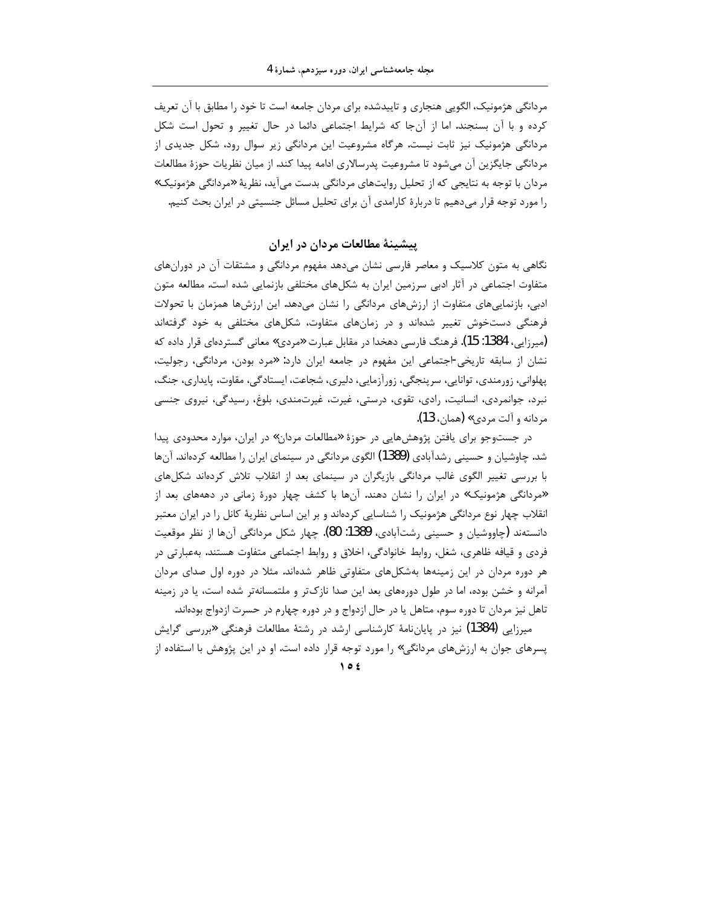مردانگی هژمونیک، الگویی هنجاری و تاییدشده برای مردان جامعه است تا خود را مطابق با آن تعریف کرده و با آن بسنجند. اما از آن‌جا که شرایط اجتماعی دائما در حال تغییر و تحول است شکل مردانگی هژمونیک نیز ثابت نیست. هرگاه مشروعیت این مردانگی زیر سوال رود، شکل جدیدی از مردانگی جایگزین آن می‌شود تا مشروعیت پدرسالاری ادامه پیدا کند. از میان نظریات حوزهٔ مطالعات مردان با توجه به نتایجی که از تحلیل روایت‌های مردانگی بدست می‌آید، نظریهٔ «مردانگی هژمونیک» را مورد توجه قرار می‌دهیم تا دربارهٔ کارامدی آن برای تحلیل مسائل جنسیتی در ایران بحث کنیم.

## پیشینهٔ مطالعات مردان در ایران

نگاهی به متون کلاسیک و معاصر فارسی نشان می‌دهد مفهوم مردانگی و مشتقات آن در دوران‌های متفاوت اجتماعی در آثار ادبی سرزمین ایران به شکل‌های مختلفی بازنمایی شده است. مطالعه متون ادبی، بازنمایی‌های متفاوت از ارزش‌های مردانگی را نشان می‌دهد. این ارزش‌ها همزمان با تحولات فرهنگی دست‌خوش تغییر شده‌اند و در زمان‌های متفاوت، شکل‌های مختلفی به خود گرفته‌اند (میرزایی، 1384: 15). فرهنگ فارسی دهخدا در مقابل عبارت «مردی» معانی گسترده‌ای قرار داده که نشان از سابقه تاریخی-اجتماعی این مفهوم در جامعه ایران دارد: «مرد بودن، مردانگی، رجولیت، پهلوانی، زورمندی، توانایی، سرپنجگی، زورآزمایی، دلیری، شجاعت، ایستادگی، مقاوت، پایداری، جنگ، نبرد، جوانمردی، انسانیت، رادی، تقوی، درستی، غیرت، غیرت‌مندی، بلوغ، رسیدگی، نیروی جنسی مردانه و آلت مردی» (همان، 13).

در جست‌وجو برای یافتن پژوهش‌هایی در حوزهٔ «مطالعات مردان» در ایران، موارد محدودی پیدا شد. چاوشیان و حسینی رشدآبادی (1389) الگوی مردانگی در سینمای ایران را مطالعه کرده‌اند. آن‌ها با بررسی تغییر الگوی غالب مردانگی بازیگران در سینمای بعد از انقلاب تلاش کرده‌اند شکل‌های «مردانگی هژمونیک» در ایران را نشان دهند. آن‌ها با کشف چهار دورهٔ زمانی در دهه‌های بعد از انقلاب چهار نوع مردانگی هژمونیک را شناسایی کرده‌اند و بر این اساس نظریهٔ کانل را در ایران معتبر دانسته‌اند (چاووشیان و حسینی رشت‌آبادی، 1389: 80). چهار شکل مردانگی آن‌ها از نظر موقعیت فردی و قیافه ظاهری، شغل، روابط خانوادگی، اخلاق و روابط اجتماعی متفاوت هستند. به‌عبارتی در هر دوره مردان در این زمینه‌ها به‌شکل‌های متفاوتی ظاهر شده‌اند. مثلا در دوره اول صدای مردان آمرانه و خشن بوده، اما در طول دوره‌های بعد این صدا نازک‌تر و ملتمسانه‌تر شده است، یا در زمینه تاهل نیز مردان تا دوره سوم، متاهل یا در حال ازدواج و در دوره چهارم در حسرت ازدواج بوده‌اند.

میرزایی (1384) نیز در پایان‌نامهٔ کارشناسی ارشد در رشتهٔ مطالعات فرهنگی «بررسی گرایش پسرهای جوان به ارزش‌های مردانگی» را مورد توجه قرار داده است. او در این پژوهش با استفاده از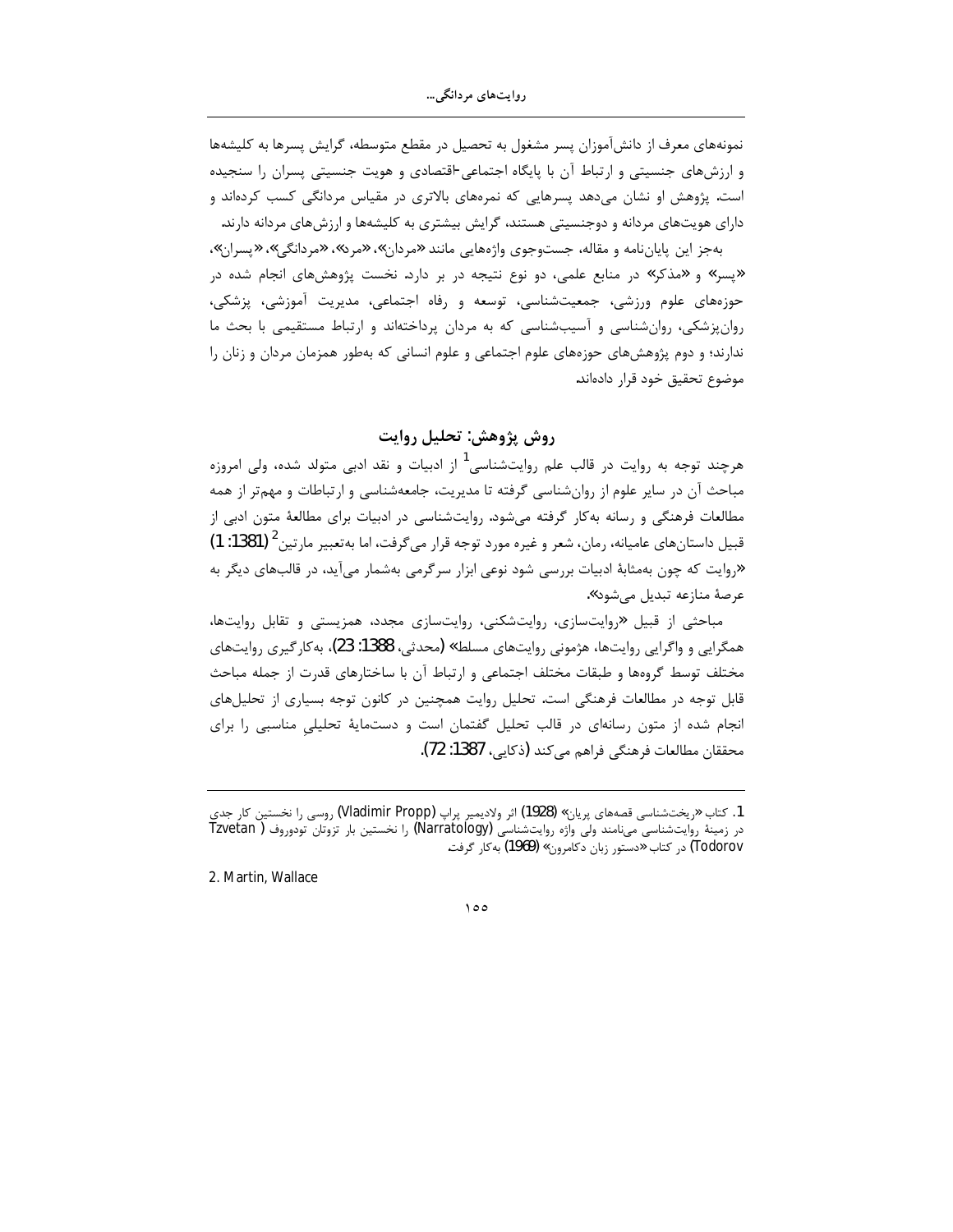نمونه‌های معرف از دانش‌آموزان پسر مشغول به تحصیل در مقطع متوسطه، گرایش پسرها به کلیشه‌ها و ارزش‌های جنسیتی و ارتباط آن با پایگاه اجتماعی-اقتصادی و هویت جنسیتی پسران را سنجیده است. پژوهش او نشان می‌دهد پسرهایی که نمره‌های بالاتری در مقیاس مردانگی کسب کرده‌اند و دارای هویت‌های مردانه و دوجنسیتی هستند، گرایش بیشتری به کلیشه‌ها و ارزش‌های مردانه دارند.

به‌جز این پایان‌نامه و مقاله، جست‌وجوی واژه‌هایی مانند «مردان»، «مرد»، «مردانگی»، «پسران»، «پسر» و «مذکر» در منابع علمی، دو نوع نتیجه در بر دارد. نخست پژوهش‌های انجام شده در حوزه‌های علوم ورزشی، جمعیت‌شناسی، توسعه و رفاه اجتماعی، مدیریت آموزشی، پزشکی، روان‌پزشکی، روان‌شناسی و آسیب‌شناسی که به مردان پرداخته‌اند و ارتباط مستقیمی با بحث ما ندارند؛ و دوم پژوهش‌های حوزه‌های علوم اجتماعی و علوم انسانی که به‌طور همزمان مردان و زنان را موضوع تحقیق خود قرار داده‌اند.

## روش پژوهش: تحلیل روایت

هرچند توجه به روایت در قالب علم روایت‌شناسی[1] از ادبیات و نقد ادبی متولد شده، ولی امروزه مباحث آن در سایر علوم از روان‌شناسی گرفته تا مدیریت، جامعه‌شناسی و ارتباطات و مهم‌تر از همه مطالعات فرهنگی و رسانه به‌کار گرفته می‌شود. روایت‌شناسی در ادبیات برای مطالعهٔ متون ادبی از قبیل داستان‌های عامیانه، رمان، شعر و غیره مورد توجه قرار می‌گرفت، اما به‌تعبیر مارتین[2] (1381: 1) «روایت که چون به‌مثابهٔ ادبیات بررسی شود نوعی ابزار سرگرمی به‌شمار می‌آید، در قالب‌های دیگر به عرصهٔ منازعه تبدیل می‌شود».

مباحثی از قبیل «روایت‌سازی، روایت‌شکنی، روایت‌سازی مجدد، همزیستی و تقابل روایت‌ها، همگرایی و واگرایی روایت‌ها، هژمونی روایت‌های مسلط» (محدثی، 1388: 23)، به‌کارگیری روایت‌های مختلف توسط گروه‌ها و طبقات مختلف اجتماعی و ارتباط آن با ساختارهای قدرت از جمله مباحث قابل توجه در مطالعات فرهنگی است. تحلیل روایت همچنین در کانون توجه بسیاری از تحلیل‌های انجام شده از متون رسانه‌ای در قالب تحلیل گفتمان است و دستمایهٔ تحلیلیِ مناسبی را برای محققان مطالعات فرهنگی فراهم می‌کند (ذکایی، 1387: 72).

---

1. کتاب «ریخت‌شناسی قصه‌های پریان» (1928) اثر ولادیمیر پراپ (Vladimir Propp) روسی را نخستین کار جدی در زمینهٔ روایت‌شناسی می‌نامند ولی واژه روایت‌شناسی (Narratology) را نخستین بار تزوتان تودوروف (Tzvetan Todorov) در کتاب «دستور زبان دکامرون» (1969) به‌کار گرفت.

2. Martin, Wallace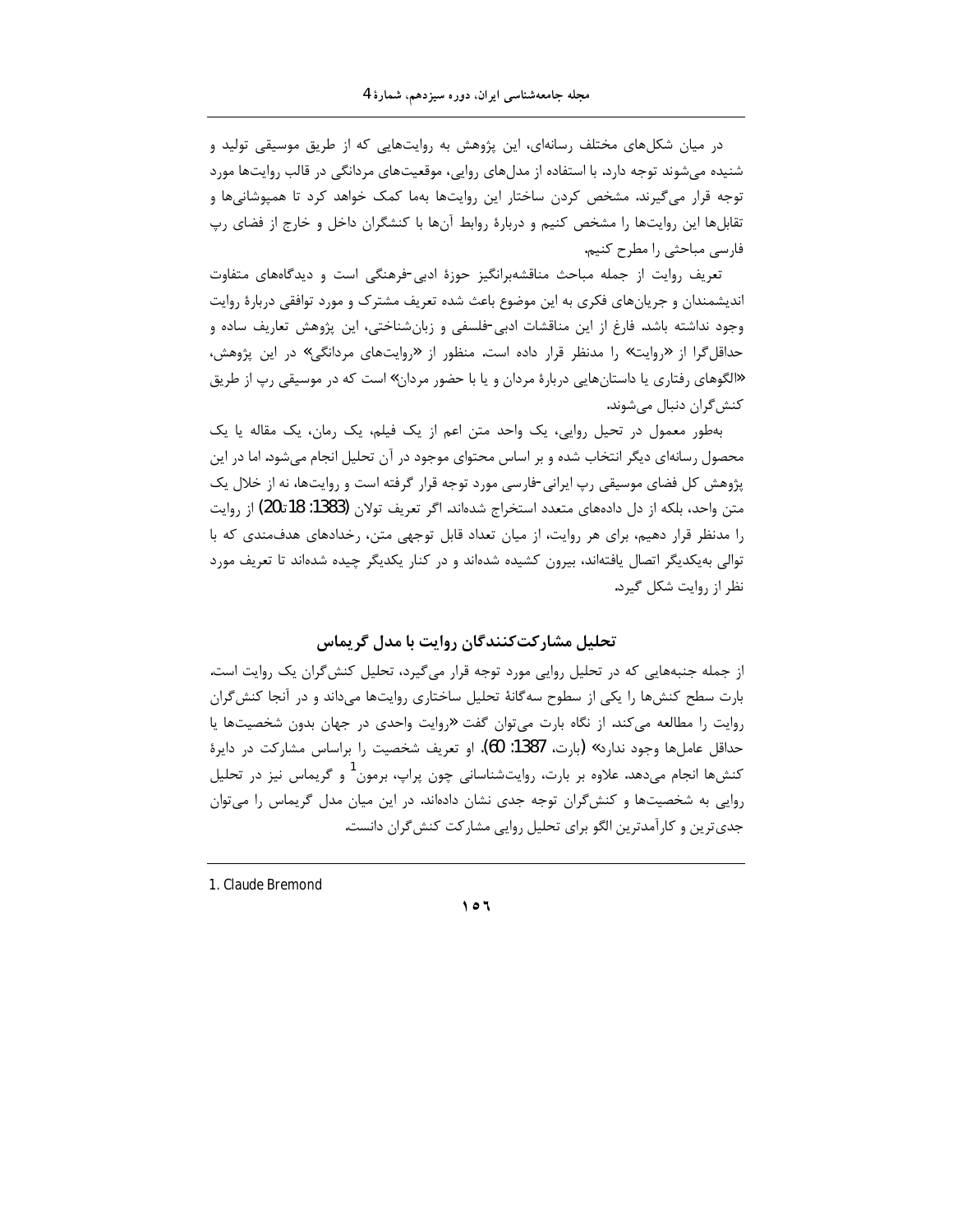در میان شکل‌های مختلف رسانه‌ای، این پژوهش به روایت‌هایی که از طریق موسیقی تولید و شنیده می‌شوند توجه دارد. با استفاده از مدل‌های روایی، موقعیت‌های مردانگی در قالب روایت‌ها مورد توجه قرار می‌گیرند. مشخص کردن ساختار این روایت‌ها به‌ما کمک خواهد کرد تا همپوشانی‌ها و تقابل‌های این روایت‌ها را مشخص کنیم و دربارهٔ روابط آن‌ها با کنشگران داخل و خارج از فضای رپ فارسی مباحثی را مطرح کنیم.

تعریف روایت از جمله مباحث مناقشه‌برانگیز حوزهٔ ادبی-فرهنگی است و دیدگاه‌های متفاوت اندیشمندان و جریان‌های فکری به این موضوع باعث شده تعریف مشترک و مورد توافقی دربارهٔ روایت وجود نداشته باشد. فارغ از این مناقشات ادبی-فلسفی و زبان‌شناختی، این پژوهش تعاریف ساده و حداقل‌گرا از «روایت» را مدنظر قرار داده است. منظور از «روایت‌های مردانگی» در این پژوهش، «الگوهای رفتاری یا داستان‌هایی دربارهٔ مردان و یا با حضور مردان» است که در موسیقی رپ از طریق کنش‌گران دنبال می‌شوند.

به‌طور معمول در تحیل روایی، یک واحد متن اعم از یک فیلم، یک رمان، یک مقاله یا یک محصول رسانه‌ای دیگر انتخاب شده و بر اساس محتوای موجود در آن تحلیل انجام می‌شود. اما در این پژوهش کل فضای موسیقی رپ ایرانی-فارسی مورد توجه قرار گرفته است و روایت‌ها، نه از خلال یک متن واحد، بلکه از دل داده‌های متعدد استخراج شده‌اند. اگر تعریف تولان (1383: 18تا20) از روایت را مدنظر قرار دهیم، برای هر روایت، از میان تعداد قابل توجهی متن، رخدادهای هدفمندی که با توالی به‌یکدیگر اتصال یافته‌اند، بیرون کشیده شده‌اند و در کنار یکدیگر چیده شده‌اند تا تعریف مورد نظر از روایت شکل گیرد.

## تحلیل مشارکت‌کنندگان روایت با مدل گریماس

از جمله جنبه‌هایی که در تحلیل روایی مورد توجه قرار می‌گیرد، تحلیل کنش‌گران یک روایت است. بارت سطح کنش‌ها را یکی از سطوح سه‌گانهٔ تحلیل ساختاری روایت‌ها می‌داند و در آنجا کنش‌گران روایت را مطالعه می‌کند. از نگاه بارت می‌توان گفت «روایت واحدی در جهان بدون شخصیت‌ها یا حداقل عامل‌ها وجود ندارد» (بارت، 1387: 60). او تعریف شخصیت را براساس مشارکت در دایرهٔ کنش‌ها انجام می‌دهد. علاوه بر بارت، روایت‌شناسانی چون پراپ، برمون[1] و گریماس نیز در تحلیل روایی به شخصیت‌ها و کنش‌گران توجه جدی نشان داده‌اند. در این میان مدل گریماس را می‌توان جدی‌ترین و کارآمدترین الگو برای تحلیل روایی مشارکت کنش‌گران دانست.

1. Claude Bremond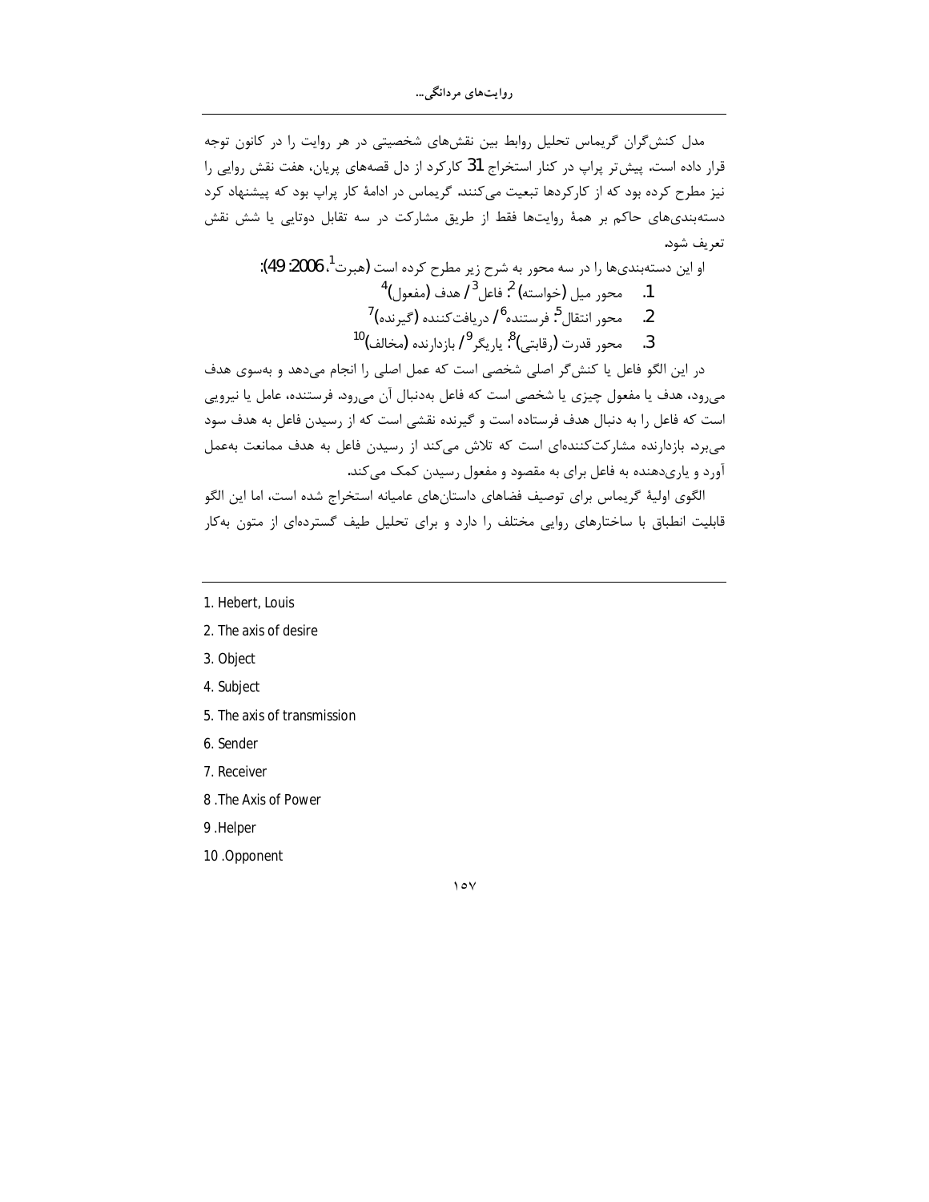مدل کنش‌گران گریماس تحلیل روابط بین نقش‌های شخصیتی در هر روایت را در کانون توجه قرار داده است. پیش‌تر پراپ در کنار استخراج 31 کارکرد از دل قصه‌های پریان، هفت نقش روایی را نیز مطرح کرده بود که از کارکردها تبعیت می‌کنند. گریماس در ادامهٔ کار پراپ بود که پیشنهاد کرد دسته‌بندی‌های حاکم بر همهٔ روایت‌ها فقط از طریق مشارکت در سه تقابل دوتایی یا شش نقش تعریف شود.

او این دسته‌بندی‌ها را در سه محور به شرح زیر مطرح کرده است (هبرت[1]، 2006: 49):

1. محور میل (خواسته)[2]: فاعل[3] / هدف (مفعول)[4]
2. محور انتقال[5]: فرستنده[6] / دریافت‌کننده (گیرنده)[7]
3. محور قدرت (رقابتی)[8]: یاریگر[9] / بازدارنده (مخالف)[10]

در این الگو فاعل یا کنش‌گر اصلی شخصی است که عمل اصلی را انجام می‌دهد و به‌سوی هدف می‌رود، هدف یا مفعول چیزی یا شخصی است که فاعل به‌دنبال آن می‌رود. فرستنده، عامل یا نیرویی است که فاعل را به دنبال هدف فرستاده است و گیرنده نقشی است که از رسیدن فاعل به هدف سود می‌برد. بازدارنده مشارکت‌کننده‌ای است که تلاش می‌کند از رسیدن فاعل به هدف ممانعت به‌عمل آورد و یاری‌دهنده به فاعل برای رسیدن به مقصود و مفعول رسیدن کمک می‌کند.

الگوی اولیهٔ گریماس برای توصیف فضاهای داستان‌های عامیانه استخراج شده است، اما این الگو قابلیت انطباق با ساختارهای روایی مختلف را دارد و برای تحلیل طیف گسترده‌ای از متون به‌کار

---

1. Hebert, Louis
2. The axis of desire
3. Object
4. Subject
5. The axis of transmission
6. Sender
7. Receiver
8. The Axis of Power
9. Helper
10. Opponent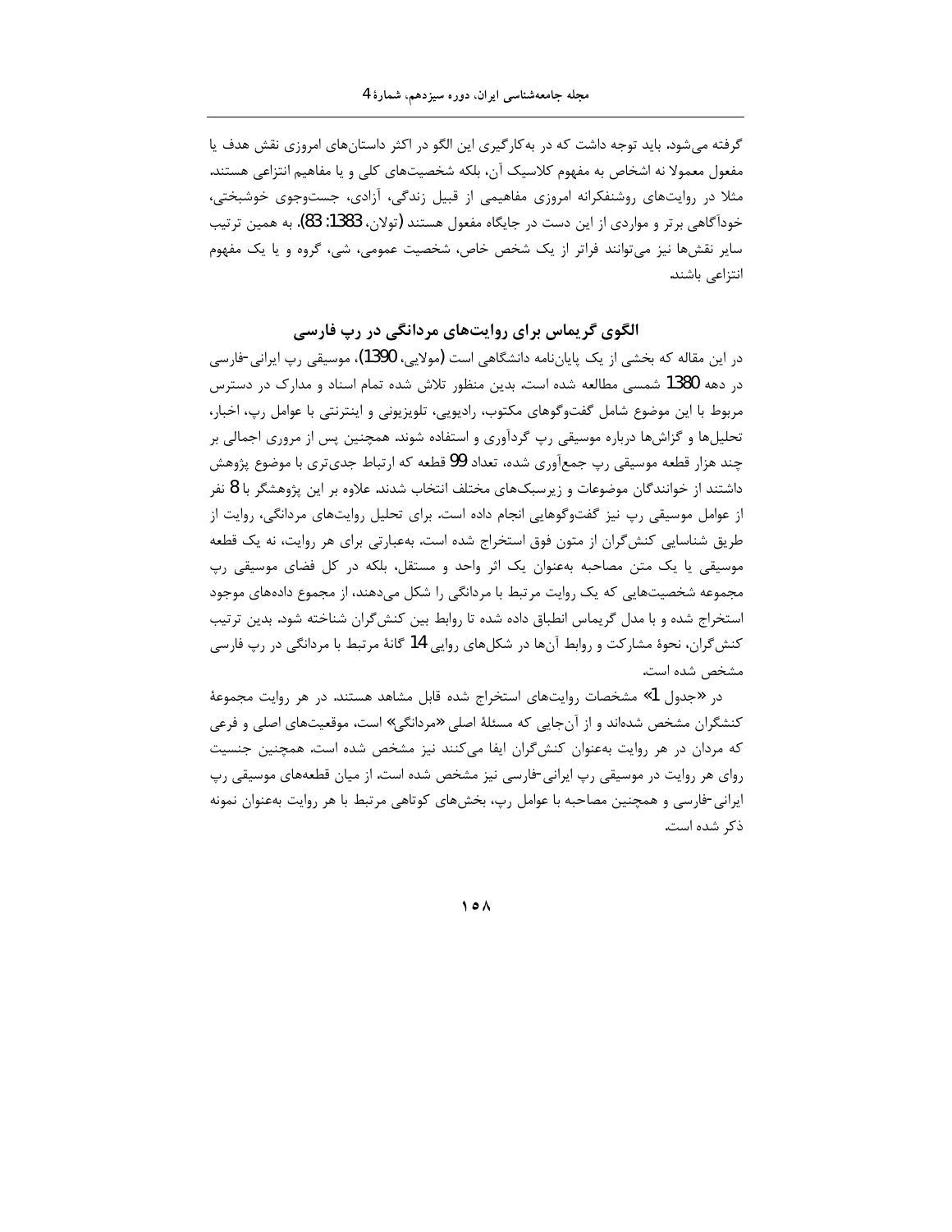گرفته می‌شود. باید توجه داشت که در به‌کارگیری این الگو در اکثر داستان‌های امروزی نقش هدف یا مفعول معمولا نه اشخاص به مفهوم کلاسیک آن، بلکه شخصیت‌های کلی و یا مفاهیم انتزاعی هستند. مثلا در روایت‌های روشنفکرانه امروزی مفاهیمی از قبیل زندگی، آزادی، جستجوی خوشبختی، خودآگاهی برتر و مواردی از این دست در جایگاه مفعول هستند (تولان، 1383: 83). به همین ترتیب سایر نقش‌ها نیز می‌توانند فراتر از یک شخص خاص، شخصیت عمومی، شی، گروه و یا یک مفهوم انتزاعی باشند.

## الگوی گریماس برای روایت‌های مردانگی در رپ فارسی

در این مقاله که بخشی از یک پایان‌نامه دانشگاهی است (مولایی، 1390)، موسیقی رپ ایرانی-فارسی در دهه 1380 شمسی مطالعه شده است. بدین منظور تلاش شده تمام اسناد و مدارک در دسترس مربوط با این موضوع شامل گفت‌وگوهای مکتوب، رادیویی، تلویزیونی و اینترنتی با عوامل رپ، اخبار، تحلیل‌ها و گزارش‌ها درباره موسیقی رپ گردآوری و استفاده شوند. همچنین پس از مروری اجمالی بر چند هزار قطعه موسیقی رپ جمع‌آوری شده، تعداد 99 قطعه که ارتباط جدی‌تری با موضوع پژوهش داشتند از خوانندگان موضوعات و زیرسبک‌های مختلف انتخاب شدند. علاوه بر این پژوهشگر با 8 نفر از عوامل موسیقی رپ نیز گفت‌وگوهایی انجام داده است. برای تحلیل روایت‌های مردانگی، روایت از طریق شناسایی کنش‌گران از متون فوق استخراج شده است. به‌عبارتی برای هر روایت، نه یک قطعه موسیقی یا یک متن مصاحبه به‌عنوان یک اثر واحد و مستقل، بلکه در کل فضای موسیقی رپ مجموعه شخصیت‌هایی که یک روایت مرتبط با مردانگی را شکل می‌دهند، از مجموع داده‌های موجود استخراج شده و با مدل گریماس انطباق داده شده تا روابط بین کنش‌گران شناخته شود. بدین ترتیب کنش‌گران، نحوهٔ مشارکت و روابط آن‌ها در شکل‌های روایی 14 گانهٔ مرتبط با مردانگی در رپ فارسی مشخص شده است.

در «جدول 1» مشخصات روایت‌های استخراج شده قابل مشاهده هستند. در هر روایت مجموعهٔ کنشگران مشخص شده‌اند و از آن‌جایی که مسئلهٔ اصلی «مردانگی» است، موقعیت‌های اصلی و فرعی که مردان در هر روایت به‌عنوان کنش‌گران ایفا می‌کنند نیز مشخص شده است. همچنین جنسیت روای هر روایت در موسیقی رپ ایرانی-فارسی نیز مشخص شده است. از میان قطعه‌های موسیقی رپ ایرانی-فارسی و همچنین مصاحبه با عوامل رپ، بخش‌های کوتاهی مرتبط با هر روایت به‌عنوان نمونه ذکر شده است.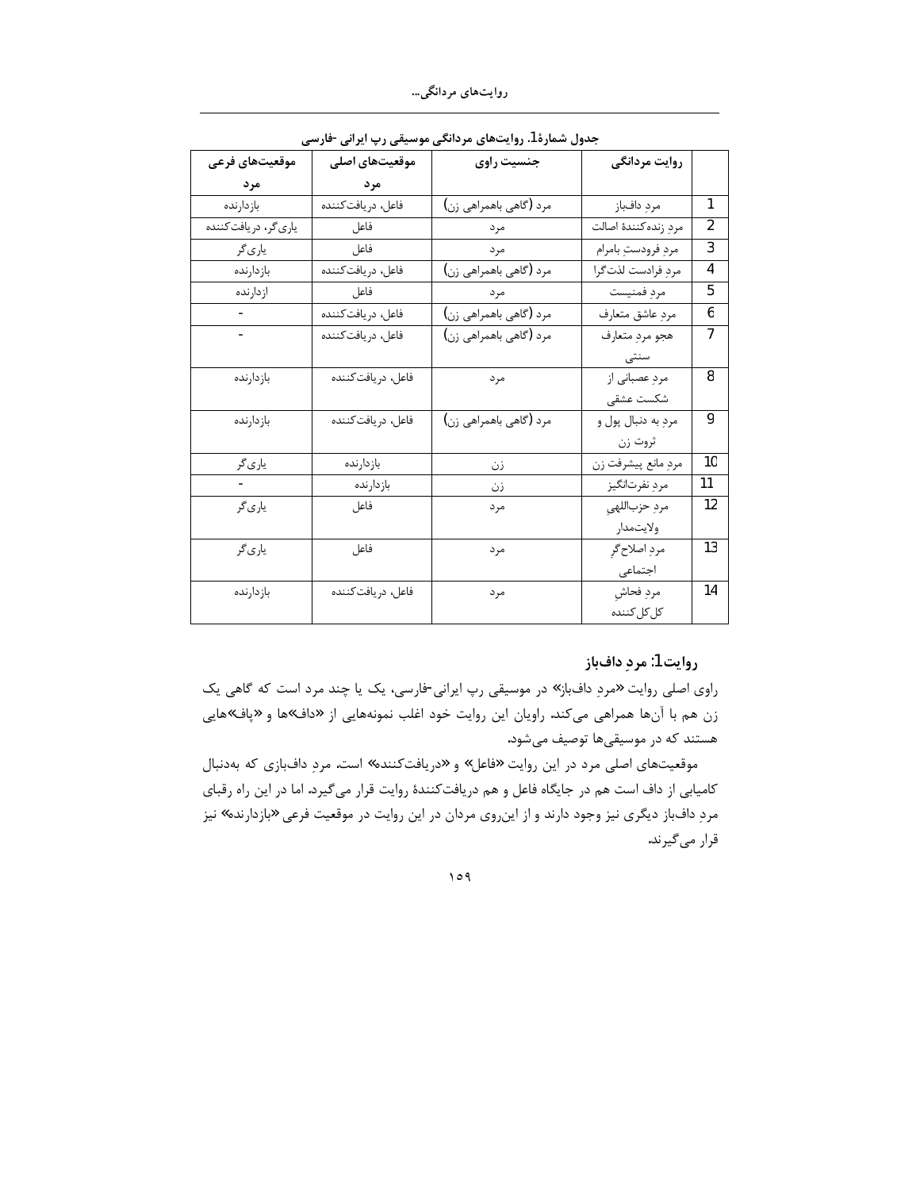جدول شمارهٔ1. روایت‌های مردانگی موسیقی رپ ایرانی -فارسی

| | روایت مردانگی | جنسیت راوی | موقعیت‌های اصلی مرد | موقعیت‌های فرعی مرد |
|---|---|---|---|---|
| 1 | مردِ داف‌باز | مرد (گاهی باهمراهی زن) | فاعل، دریافت‌کننده | بازدارنده |
| 2 | مردِ زنده‌کنندهٔ اصالت | مرد | فاعل | یاری‌گر، دریافت‌کننده |
| 3 | مردِ فرودستِ بامرام | مرد | فاعل | یاری‌گر |
| 4 | مردِ فرادست لذت‌گرا | مرد (گاهی باهمراهی زن) | فاعل، دریافت‌کننده | بازدارنده |
| 5 | مردِ فمنیست | مرد | فاعل | ازدارنده |
| 6 | مردِ عاشق متعارف | مرد (گاهی باهمراهی زن) | فاعل، دریافت‌کننده | - |
| 7 | هجو مردِ متعارف سنتی | مرد (گاهی باهمراهی زن) | فاعل، دریافت‌کننده | - |
| 8 | مردِ عصبانی از شکست عشقی | مرد | فاعل، دریافت‌کننده | بازدارنده |
| 9 | مردِ به دنبال پول و ثروت زن | مرد (گاهی باهمراهی زن) | فاعل، دریافت‌کننده | بازدارنده |
| 10 | مردِ مانع پیشرفت زن | زن | بازدارنده | یاری‌گر |
| 11 | مردِ نفرت‌انگیز | زن | بازدارنده | - |
| 12 | مردِ حزب‌اللهیِ ولایت‌مدار | مرد | فاعل | یاری‌گر |
| 13 | مردِ اصلاح‌گرِ اجتماعی | مرد | فاعل | یاری‌گر |
| 14 | مردِ فحاشِ کل‌کل‌کننده | مرد | فاعل، دریافت‌کننده | بازدارنده |

## روایت1: مردِ داف‌باز

راوی اصلی روایت «مردِ داف‌باز» در موسیقی رپ ایرانی-فارسی، یک یا چند مرد است که گاهی یک زن هم با آن‌ها همراهی می‌کند. راویان این روایت خود اغلب نمونه‌هایی از «داف»ها و «پاف»هایی هستند که در موسیقی‌ها توصیف می‌شود.

موقعیت‌های اصلی مرد در این روایت «فاعل» و «دریافت‌کننده» است. مردِ داف‌بازی که به‌دنبال کامیابی از داف است هم در جایگاه فاعل و هم دریافت‌کنندهٔ روایت قرار می‌گیرد. اما در این راه رقبای مردِ داف‌باز دیگری نیز وجود دارند و از این‌روی مردان در این روایت در موقعیت فرعی «بازدارنده» نیز قرار می‌گیرند.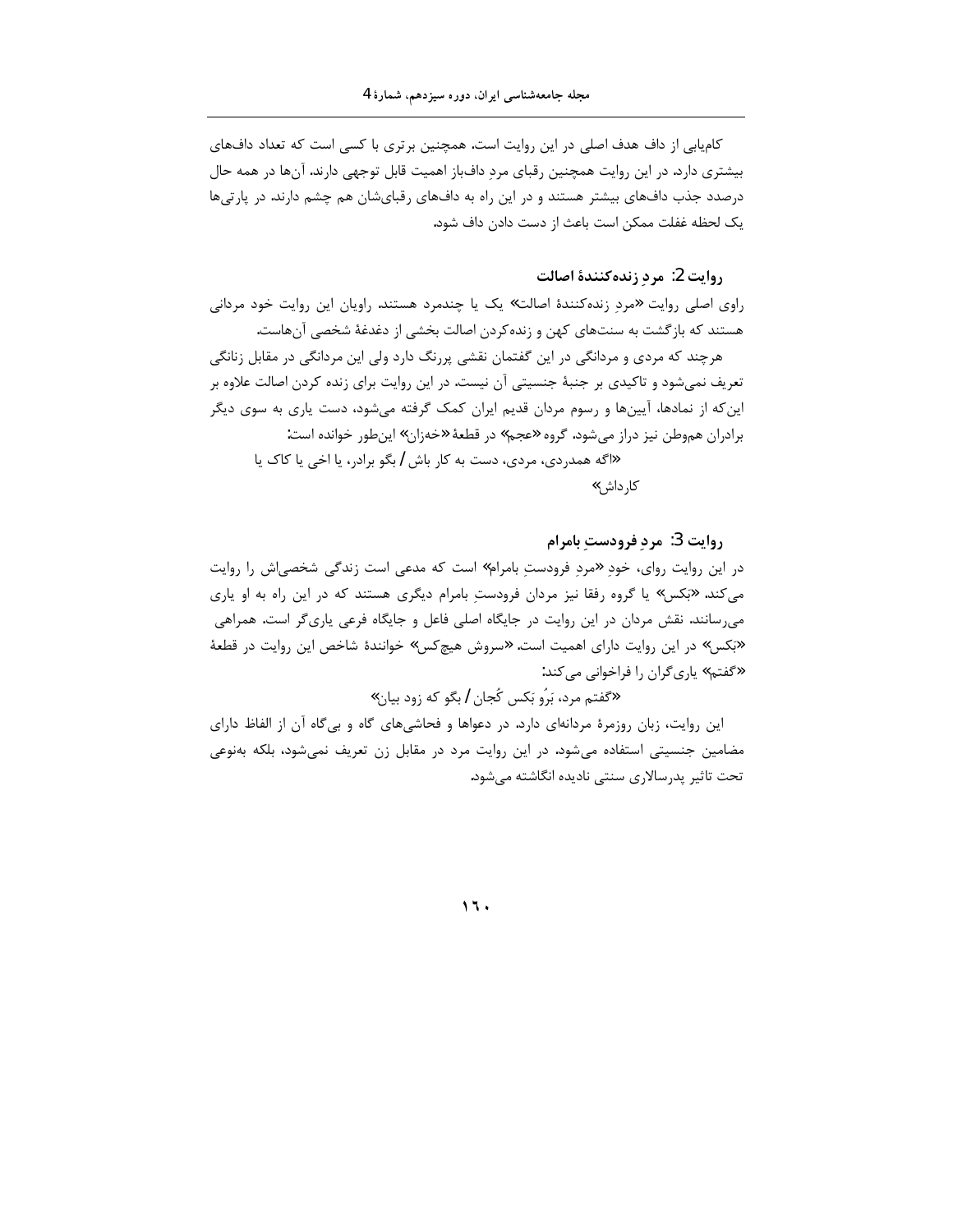کام‌یابی از داف هدف اصلی در این روایت است. همچنین برتری با کسی است که تعداد داف‌های بیشتری دارد. در این روایت همچنین رقبای مردِ داف‌باز اهمیت قابل توجهی دارند. آن‌ها در همه حال درصدد جذب داف‌های بیشتر هستند و در این راه به داف‌های رقبای‌شان هم چشم دارند. در پارتی‌ها یک لحظه غفلت ممکن است باعث از دست دادن داف شود.

### روایت 2: مردِ زنده‌کنندهٔ اصالت

راوی اصلی روایت «مردِ زنده‌کنندهٔ اصالت» یک یا چندمرد هستند. راویان این روایت خود مردانی هستند که بازگشت به سنت‌های کهن و زنده‌کردن اصالت بخشی از دغدغهٔ شخصی آن‌هاست.

هرچند که مردی و مردانگی در این گفتمان نقشی پررنگ دارد ولی این مردانگی در مقابل زنانگی تعریف نمی‌شود و تاکیدی بر جنبهٔ جنسیتی آن نیست. در این روایت برای زنده کردن اصالت علاوه بر این‌که از نمادها، آیین‌ها و رسوم مردان قدیم ایران کمک گرفته می‌شود، دست یاری به سوی دیگر برادران هم‌وطن نیز دراز می‌شود. گروه «عجم» در قطعهٔ «خه‌زان» این‌طور خوانده است:

«اگه همدردی، مردی، دست به کار باش / بگو برادر، یا اخی یا کاک یا کارداش»

### روایت 3: مردِ فرودستِ بامرام

در این روایت روای، خودِ «مردِ فرودستِ بامرام» است که مدعی است زندگی شخصی‌اش را روایت می‌کند. «بَکس» یا گروه رفقا نیز مردان فرودستِ بامرام دیگری هستند که در این راه به او یاری می‌رسانند. نقش مردان در این روایت در جایگاه اصلی فاعل و جایگاه فرعی یاری‌گر است. همراهی «بَکس» در این روایت دارای اهمیت است. «سروش هیچ‌کس» خوانندهٔ شاخص این روایت در قطعهٔ «گفتم» یاری‌گران را فراخوانی می‌کند:

«گفتم مرد، بَرُو بَکس کُجان / بگو که زود بیان»

این روایت، زبان روزمرهٔ مردانه‌ای دارد. در دعواها و فحاشی‌های گاه و بی‌گاه آن از الفاظ دارای مضامین جنسیتی استفاده می‌شود. در این روایت مرد در مقابل زن تعریف نمی‌شود، بلکه به‌نوعی تحت تاثیر پدرسالاری سنتی نادیده انگاشته می‌شود.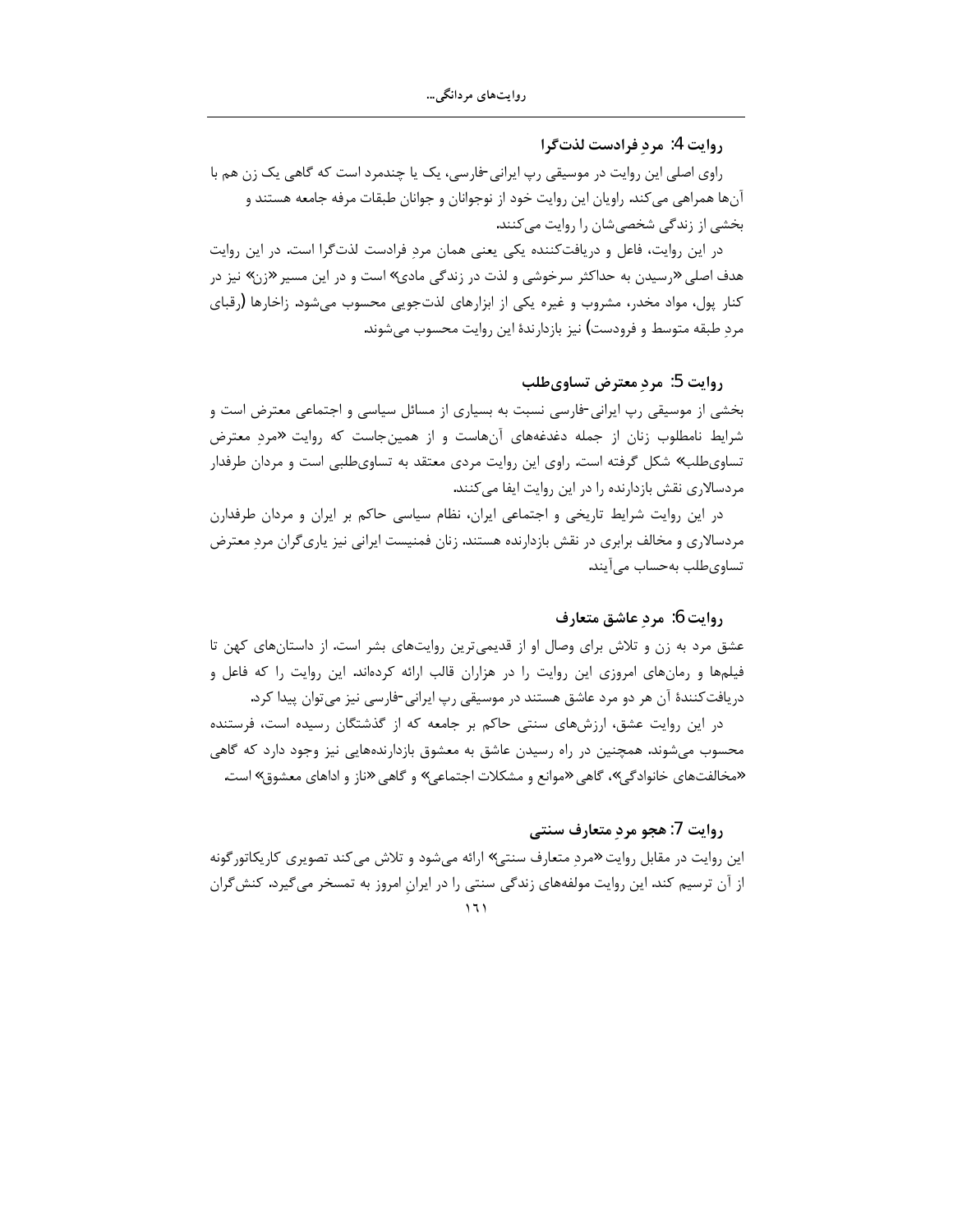### روایت 4: مردِ فرادست لذت‌گرا

راوی اصلی این روایت در موسیقی رپ ایرانی-فارسی، یک یا چندمرد است که گاهی یک زن هم با آن‌ها همراهی می‌کند. راویان این روایت خود از نوجوانان و جوانان طبقات مرفه جامعه هستند و بخشی از زندگی شخصی‌شان را روایت می‌کنند.

در این روایت، فاعل و دریافت‌کننده یکی یعنی همان مردِ فرادست لذت‌گرا است. در این روایت هدف اصلی «رسیدن به حداکثر سرخوشی و لذت در زندگی مادی» است و در این مسیر «زن» نیز در کنار پول، مواد مخدر، مشروب و غیره یکی از ابزارهای لذت‌جویی محسوب می‌شود. زاخارها (رقبای مردِ طبقه متوسط و فرودست) نیز بازدارندهٔ این روایت محسوب می‌شوند.

### روایت 5: مردِ معترض تساوی‌طلب

بخشی از موسیقی رپ ایرانی-فارسی نسبت به بسیاری از مسائل سیاسی و اجتماعی معترض است و شرایط نامطلوب زنان از جمله دغدغه‌های آن‌هاست و از همین‌جاست که روایت «مردِ معترض تساوی‌طلب» شکل گرفته است. راوی این روایت مردی معتقد به تساوی‌طلبی است و مردان طرفدار مردسالاری نقش بازدارنده را در این روایت ایفا می‌کنند.

در این روایت شرایط تاریخی و اجتماعی ایران، نظام سیاسی حاکم بر ایران و مردان طرفدارن مردسالاری و مخالف برابری در نقش بازدارنده هستند. زنان فمنیست ایرانی نیز یاری‌گران مردِ معترض تساوی‌طلب به‌حساب می‌آیند.

### روایت 6: مردِ عاشق متعارف

عشق مرد به زن و تلاش برای وصال او از قدیمی‌ترین روایت‌های بشر است. از داستان‌های کهن تا فیلم‌ها و رمان‌های امروزی این روایت را در هزاران قالب ارائه کرده‌اند. این روایت را که فاعل و دریافت‌کنندهٔ آن هر دو مرد عاشق هستند در موسیقی رپ ایرانی-فارسی نیز می‌توان پیدا کرد.

در این روایت عشق، ارزش‌های سنتی حاکم بر جامعه که از گذشتگان رسیده است، فرستنده محسوب می‌شوند. همچنین در راه رسیدن عاشق به معشوق بازدارنده‌هایی نیز وجود دارد که گاهی «مخالفت‌های خانوادگی»، گاهی «موانع و مشکلات اجتماعی» و گاهی «ناز و ادای معشوق» است.

### روایت 7: هجو مردِ متعارف سنتی

این روایت در مقابل روایت «مردِ متعارف سنتی» ارائه می‌شود و تلاش می‌کند تصویری کاریکاتورگونه از آن ترسیم کند. این روایت مولفه‌های زندگی سنتی را در ایرانِ امروز به تمسخر می‌گیرد. کنش‌گران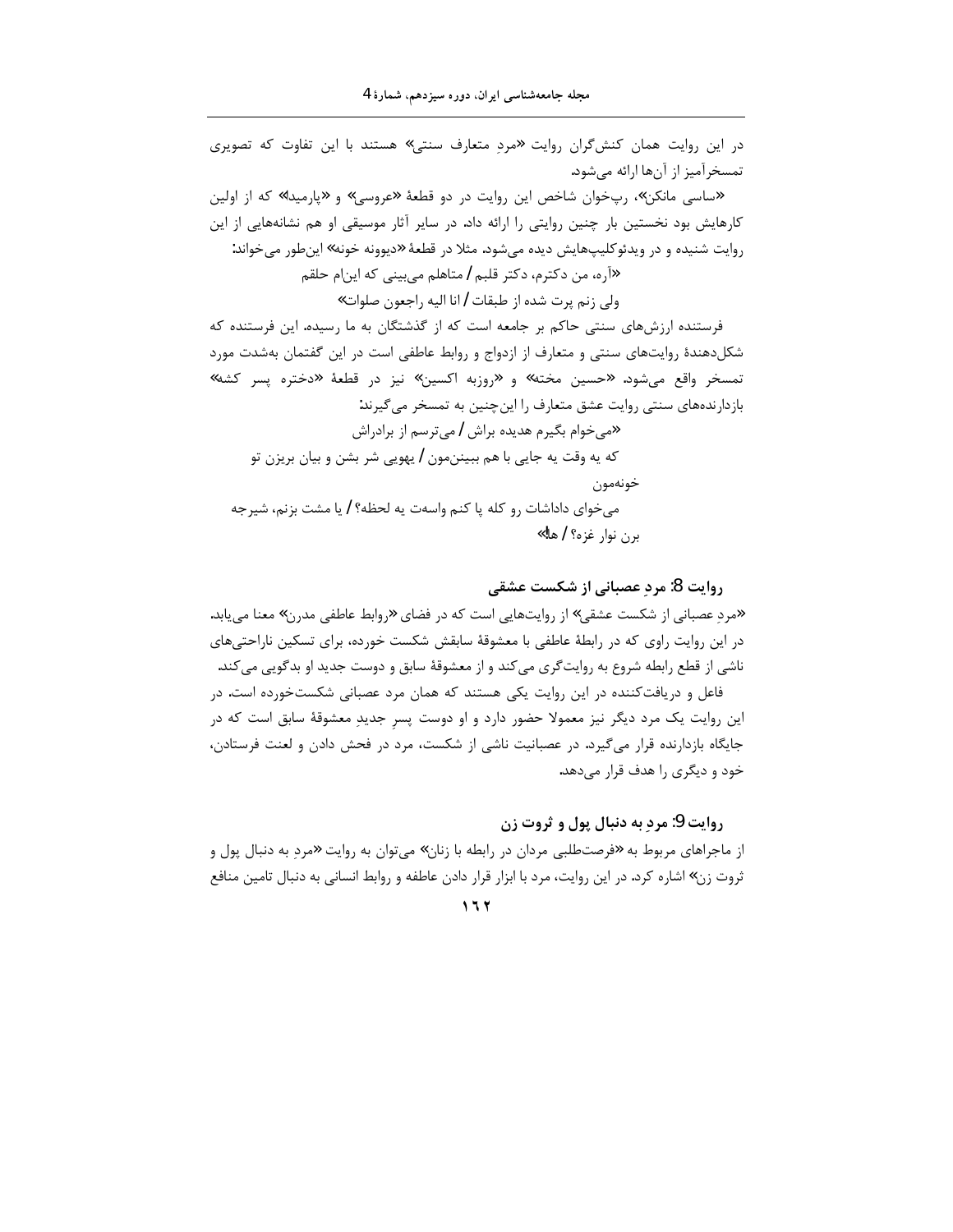در این روایت همان کنش‌گران روایت «مردِ متعارف سنتی» هستند با این تفاوت که تصویری تمسخرآمیز از آن‌ها ارائه می‌شود.

«ساسی مانکن»، رپ‌خوان شاخص این روایت در دو قطعهٔ «عروسی» و «پارمید» که از اولین کارهایش بود نخستین بار چنین روایتی را ارائه داد. در سایر آثار موسیقی او هم نشانه‌هایی از این روایت شنیده و در ویدئوکلیپ‌هایش دیده می‌شود. مثلا در قطعهٔ «دیوونه خونه» این‌طور می‌خواند:

«آره، من دکترم، دکتر قلبم / متاهلم می‌بینی که اینام حلقم

ولی زنم پرت شده از طبقات / انا الیه راجعون صلوات»

فرستنده ارزش‌های سنتی حاکم بر جامعه است که از گذشتگان به ما رسیده. این فرستنده که شکل‌دهندهٔ روایت‌های سنتی و متعارف از ازدواج و روابط عاطفی است در این گفتمان به‌شدت مورد تمسخر واقع می‌شود. «حسین مخته» و «روزبه اکسین» نیز در قطعهٔ «دختره پسر کشه» بازدارنده‌های سنتی روایت عشق متعارف را این‌چنین به تمسخر می‌گیرند:

«می‌خوام بگیرم هدیه براش / می‌ترسم از برادراش

که یه وقت یه جایی با هم ببینن‌مون / یهویی شر بشن و بیان بریزن تو خونه‌مون

می‌خوای داداشات رو کله پا کنم واسه‌ت یه لحظه؟ / یا مشت بزنم، شیرجه برن نوار غزه؟ / ها!»

### روایت 8: مردِ عصبانی از شکست عشقی

«مردِ عصبانی از شکست عشقی» از روایت‌هایی است که در فضای «روابط عاطفی مدرن» معنا می‌یابد. در این روایت راوی که در رابطهٔ عاطفی با معشوقهٔ سابقش شکست خورده، برای تسکین ناراحتی‌های ناشی از قطع رابطه شروع به روایت‌گری می‌کند و از معشوقهٔ سابق و دوست جدید او بدگویی می‌کند.

فاعل و دریافت‌کننده در این روایت یکی هستند که همان مرد عصبانی شکست‌خورده است. در این روایت یک مرد دیگر نیز معمولا حضور دارد و او دوست پسرِ جدیدِ معشوقهٔ سابق است که در جایگاه بازدارنده قرار می‌گیرد. در عصبانیت ناشی از شکست، مرد در فحش دادن و لعنت فرستادن، خود و دیگری را هدف قرار می‌دهد.

### روایت 9: مردِ به دنبال پول و ثروت زن

از ماجراهای مربوط به «فرصت‌طلبی مردان در رابطه با زنان» می‌توان به روایت «مردِ به دنبال پول و ثروت زن» اشاره کرد. در این روایت، مرد با ابزار قرار دادن عاطفه و روابط انسانی به دنبال تامین منافع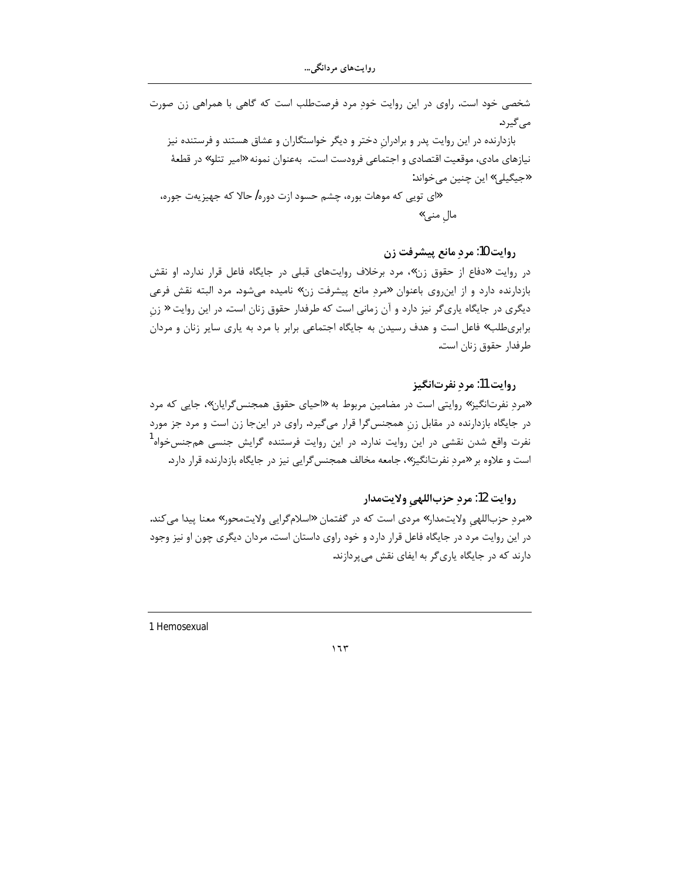شخصی خود است. راوی در این روایت خودِ مرد فرصت‌طلب است که گاهی با همراهی زن صورت می‌گیرد.

بازدارنده در این روایت پدر و برادرانِ دختر و دیگر خواستگاران و عشاق هستند و فرستنده نیز نیازهای مادی، موقعیت اقتصادی و اجتماعی فرودست است. به‌عنوان نمونه «امیر تتلو» در قطعهٔ «جیگیلی» این چنین می‌خواند:

«ای تویی که موهات بوره، چشم حسود ازت دوره/ حالا که جهیزیه‌ت جوره، مالِ منی»

### روایت 10: مردِ مانع پیشرفت زن

در روایت «دفاع از حقوق زن»، مرد برخلاف روایت‌های قبلی در جایگاه فاعل قرار ندارد. او نقش بازدارنده دارد و از این‌روی باعنوان «مردِ مانع پیشرفت زن» نامیده می‌شود. مرد البته نقش فرعی دیگری در جایگاه یاری‌گر نیز دارد و آن زمانی است که طرفدار حقوق زنان است. در این روایت « زنِ برابری‌طلب» فاعل است و هدف رسیدن به جایگاه اجتماعی برابر با مرد به یاری سایر زنان و مردان طرفدار حقوق زنان است.

### روایت 11: مردِ نفرت‌انگیز

«مردِ نفرت‌انگیز» روایتی است در مضامین مربوط به «احیای حقوق همجنس‌گرایان»، جایی که مرد در جایگاه بازدارنده در مقابل زنِ همجنس‌گرا قرار می‌گیرد. راوی در این‌جا زن است و مرد جز مورد نفرت واقع شدن نقشی در این روایت ندارد. در این روایت فرستنده گرایش جنسی هم‌جنس‌خواه[1] است و علاوه بر «مردِ نفرت‌انگیز»، جامعه مخالف همجنس‌گرایی نیز در جایگاه بازدارنده قرار دارد.

### روایت 12: مردِ حزب‌اللهیِ ولایت‌مدار

«مردِ حزب‌اللهیِ ولایت‌مدار» مردی است که در گفتمان «اسلام‌گرایی ولایت‌محور» معنا پیدا می‌کند. در این روایت مرد در جایگاه فاعل قرار دارد و خود راوی داستان است. مردان دیگری چون او نیز وجود دارند که در جایگاه یاری‌گر به ایفای نقش می‌پردازند.

---

1 Hemosexual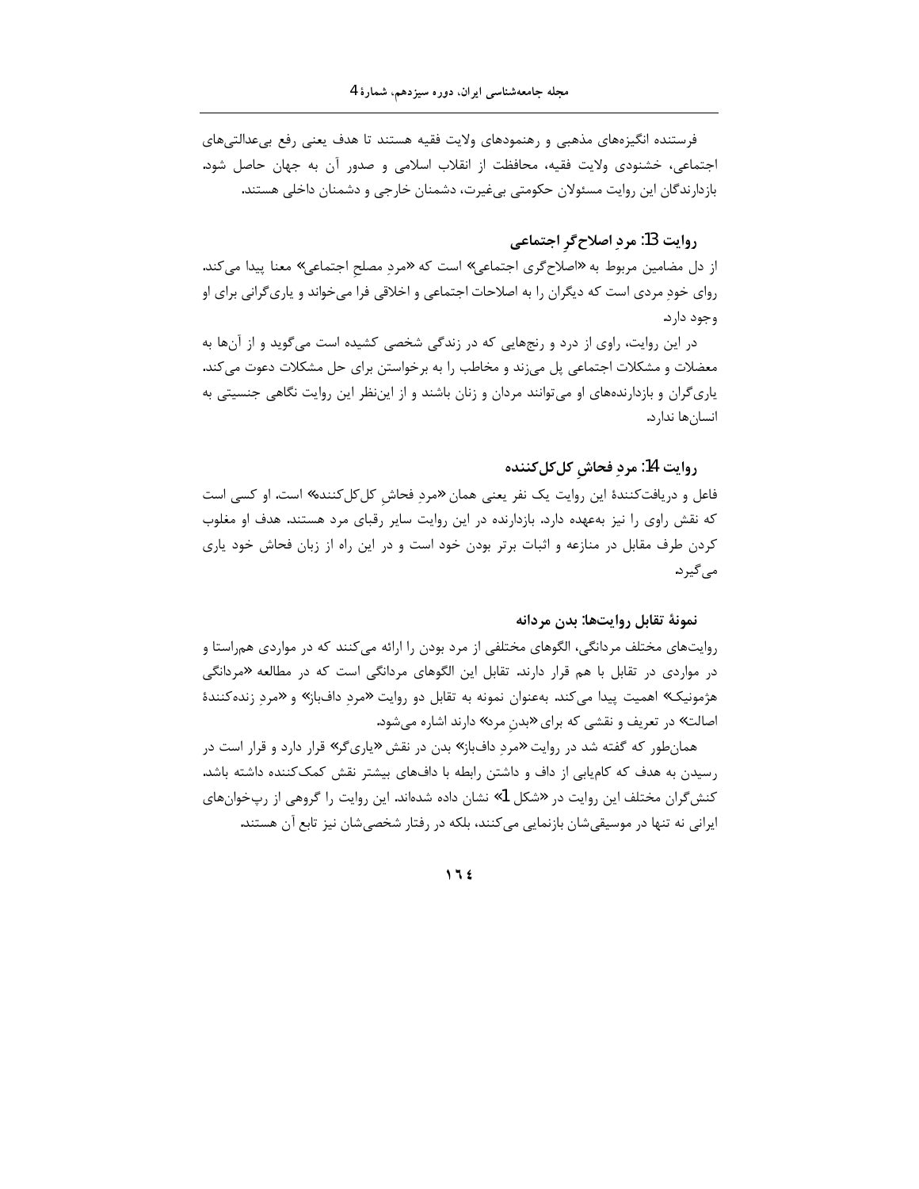فرستنده انگیزه‌های مذهبی و رهنمودهای ولایت فقیه هستند تا هدف یعنی رفع بی‌عدالتی‌های اجتماعی، خشنودی ولایت فقیه، محافظت از انقلاب اسلامی و صدور آن به جهان حاصل شود. بازدارندگان این روایت مسئولان حکومتی بی‌غیرت، دشمنان خارجی و دشمنان داخلی هستند.

### روایت 13: مردِ اصلاح‌گرِ اجتماعی

از دل مضامین مربوط به «اصلاح‌گری اجتماعی» است که «مردِ مصلحِ اجتماعی» معنا پیدا می‌کند. روای خودِ مردی است که دیگران را به اصلاحات اجتماعی و اخلاقی فرا می‌خواند و یاری‌گرانی برای او وجود دارد.

در این روایت، راوی از درد و رنج‌هایی که در زندگی شخصی کشیده است می‌گوید و از آن‌ها به معضلات و مشکلات اجتماعی پل می‌زند و مخاطب را به برخواستن برای حل مشکلات دعوت می‌کند. یاری‌گران و بازدارنده‌های او می‌توانند مردان و زنان باشند و از این‌نظر این روایت نگاهی جنسیتی به انسان‌ها ندارد.

### روایت 14: مردِ فحاشِ کل‌کل‌کننده

فاعل و دریافت‌کنندهٔ این روایت یک نفر یعنی همان «مردِ فحاشِ کل‌کل‌کننده» است. او کسی است که نقش راوی را نیز به‌عهده دارد. بازدارنده در این روایت سایر رقبای مرد هستند. هدف او مغلوب کردن طرف مقابل در منازعه و اثبات برتر بودن خود است و در این راه از زبان فحاش خود یاری می‌گیرد.

#### نمونهٔ تقابل روایت‌ها: بدن مردانه

روایت‌های مختلف مردانگی، الگوهای مختلفی از مرد بودن را ارائه می‌کنند که در مواردی هم‌راستا و در مواردی در تقابل با هم قرار دارند. تقابل این الگوهای مردانگی است که در مطالعه «مردانگی هژمونیک» اهمیت پیدا می‌کند. به‌عنوان نمونه به تقابل دو روایت «مردِ داف‌باز» و «مردِ زنده‌کنندهٔ اصالت» در تعریف و نقشی که برای «بدنِ مرد» دارند اشاره می‌شود.

همان‌طور که گفته شد در روایت «مردِ داف‌باز» بدن در نقش «یاری‌گر» قرار دارد و قرار است در رسیدن به هدف که کام‌یابی از داف و داشتن رابطه با داف‌های بیشتر نقش کمک‌کننده داشته باشد. کنش‌گران مختلف این روایت در «شکل 1» نشان داده شده‌اند. این روایت را گروهی از رپ‌خوان‌های ایرانی نه تنها در موسیقی‌شان بازنمایی می‌کنند، بلکه در رفتار شخصی‌شان نیز تابع آن هستند.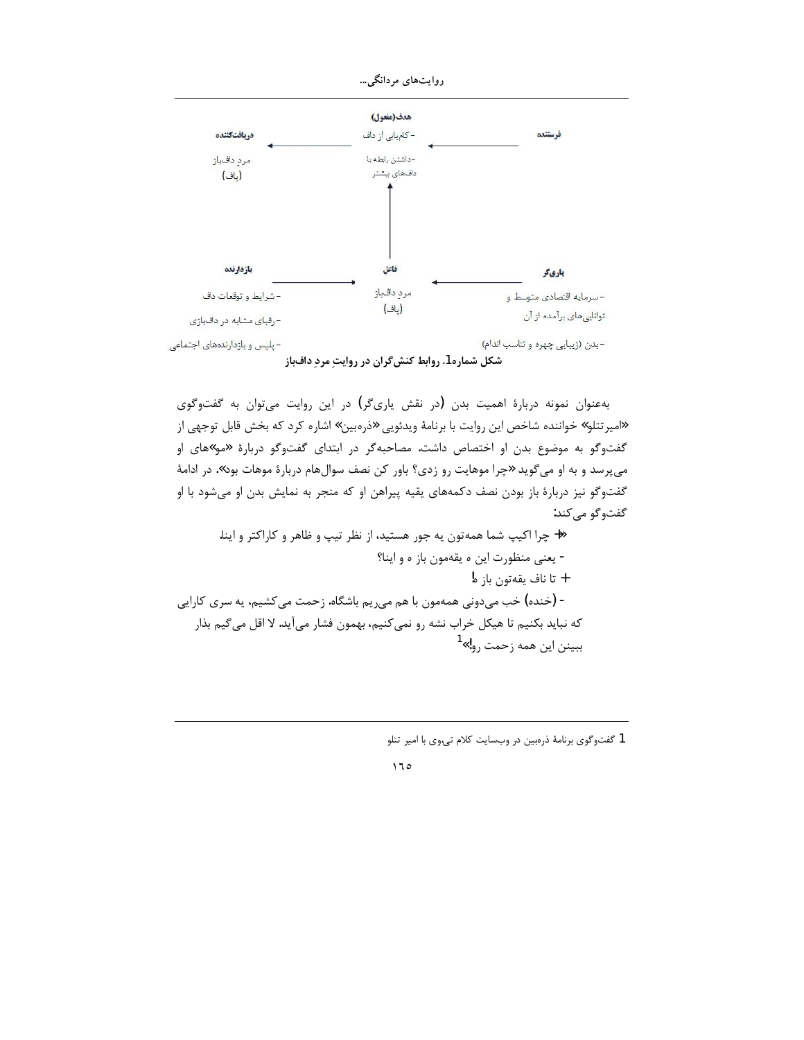هدف(مفعول)

- کام‌یابی از داف

- داشتن رابطه با داف‌های بیشتر

فرستنده

دریافت‌کننده

مردِ داف‌باز (پاف)

فاعل

مردِ داف‌باز (پاف)

یاری‌گر

- سرمایه اقتصادی متوسط و توانائی‌های برآمده از آن

- بدن (زیبایی چهره و تناسب اندام)

بازدارنده

- شرایط و توقعات داف

- رقبای مشابه در داف‌بازی

- پلیس و بازدارنده‌های اجتماعی

**شکل شماره1. روابط کنش‌گران در روایتِ مردِ داف‌باز**

به‌عنوان نمونه دربارۀ اهمیت بدن (در نقش یاری‌گر) در این روایت می‌توان به گفت‌وگوی «امیرتتلو» خواننده شاخص این روایت با برنامۀ ویدئویی «ذره‌بین» اشاره کرد که بخش قابل توجهی از گفت‌وگو به موضوع بدن او اختصاص داشت. مصاحبه‌گر در ابتدای گفت‌وگو دربارۀ «مو»های او می‌پرسد و به او می‌گوید «چرا موهایت رو زدی؟ باور کن نصف سوال‌هام دربارۀ موهات بود». در ادامۀ گفت‌وگو نیز دربارۀ باز بودن نصف دکمه‌های یقیه پیراهن او که منجر به نمایش بدن او می‌شود با او گفت‌وگو می‌کند:

«+ چرا اکیپ شما همه‌تون یه جور هستید، از نظر تیپ و ظاهر و کاراکتر و اینا.

- یعنی منظورت این ه یقه‌مون باز ه و اینا؟

+ تا ناف یقه‌تون باز ه!

- (خنده) خب می‌دونی همه‌مون با هم می‌ریم باشگاه، زحمت می‌کشیم، یه سری کارایی که نباید بکنیم تا هیکل خراب نشه رو نمی‌کنیم، بهمون فشار می‌آید. لا اقل می‌گیم بذار ببینن این همه زحمت رو!»[1]

---

1 گفت‌وگوی برنامۀ ذره‌بین در وب‌سایت کلام تی‌وی با امیر تتلو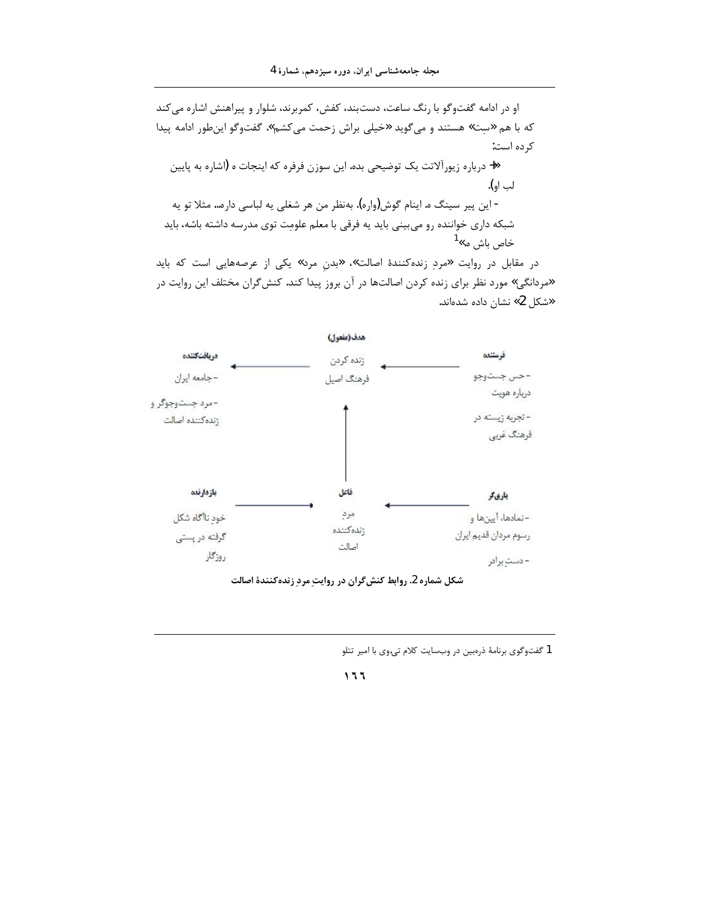او در ادامه گفت‌وگو با رنگ ساعت، دست‌بند، کفش، کمربند، شلوار و پیراهنش اشاره می‌کند که با هم «سِت» هستند و می‌گوید «خیلی براش زحمت می‌کشم». گفت‌وگو این‌طور ادامه پیدا کرده است:

«+ درباره زیورآلاتت یک توضیحی بده. این سوزن فرفره که اینجات ه (اشاره به پایین لب او).

- این پیر سینگ ه. اینام گوش(واره). به‌نظر من هر شغلی یه لباسی داره... مثلا تو یه شبکه داری خواننده رو می‌بینی باید یه فرقی با معلم علومِ توی مدرسه داشته باشه، باید خاص باش ه»[1]

در مقابل در روایت «مردِ زنده‌کنندهٔ اصالت»، «بدنِ مرد» یکی از عرصه‌هایی است که باید «مردانگی» مورد نظر برای زنده کردن اصالت‌ها در آن بروز پیدا کند. کنش‌گران مختلف این روایت در «شکل 2» نشان داده شده‌اند.

هدف(مفعول)
زنده کردن فرهنگ اصیل

فرستنده
- حس جست‌وجو درباره هویت
- تجربه زیسته در فرهنگ غربی

دریافت‌کننده
- جامعه ایران
- مرد جست‌وجوگر و زنده‌کننده اصالت

فاعل
مردِ زنده‌کننده اصالت

یاری‌گر
- نمادها، آیین‌ها و رسوم مردان قدیم ایران
- دستِ برادر

بازدارنده
خودِ ناآگاه شکل گرفته در پستی روزگار

**شکل شماره 2. روابط کنش‌گران در روایتِ مردِ زنده‌کنندهٔ اصالت**

---

1 گفت‌وگوی برنامهٔ ذره‌بین در وب‌سایت کلام تی‌وی با امیر تتلو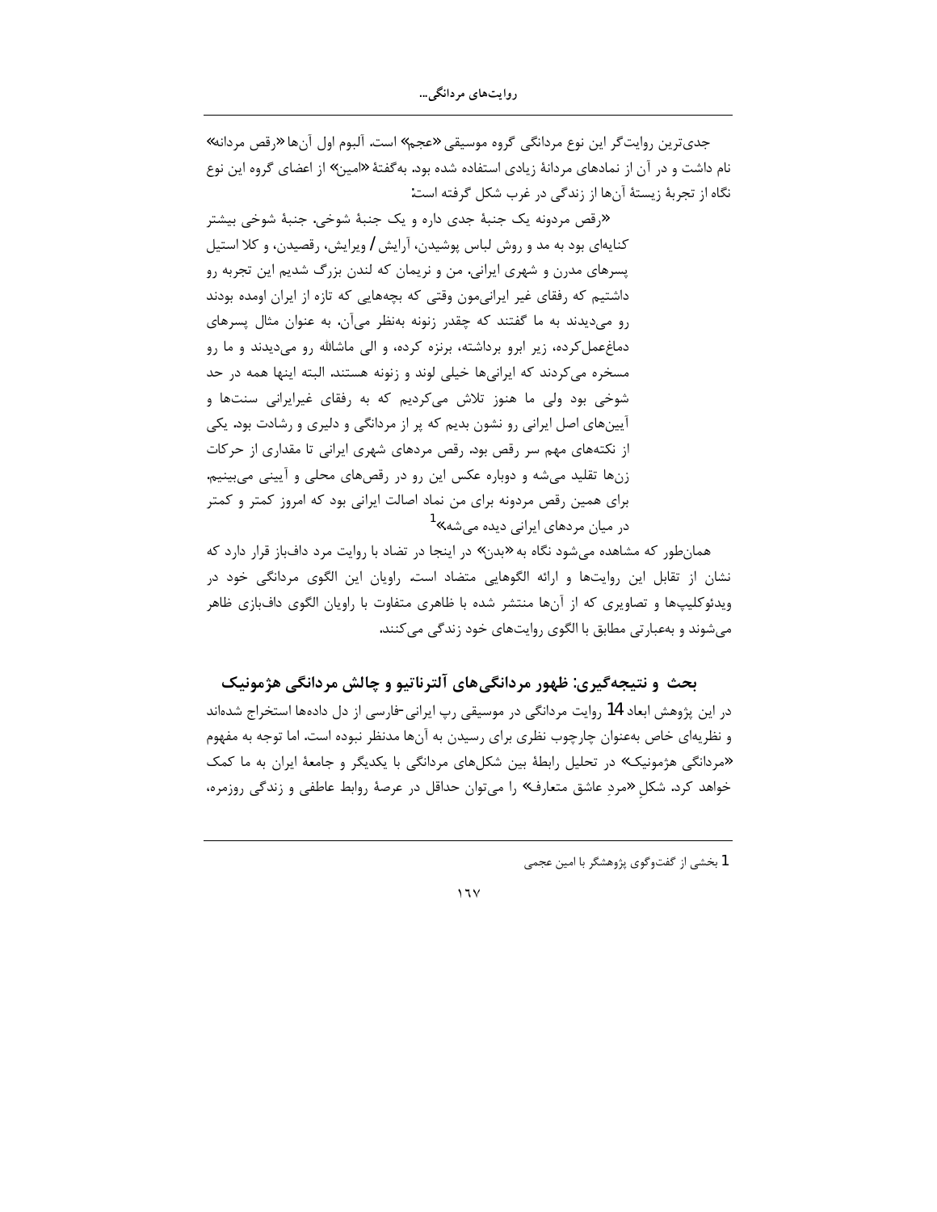جدی‌ترین روایت‌گر این نوع مردانگی گروه موسیقی «عجم» است. آلبوم اول آن‌ها «رقص مردانه» نام داشت و در آن از نمادهای مردانهٔ زیادی استفاده شده بود. به‌گفتهٔ «امین» از اعضای گروه این نوع نگاه از تجربهٔ زیستهٔ آن‌ها از زندگی در غرب شکل گرفته است:

> «رقص مردونه یک جنبهٔ جدی داره و یک جنبهٔ شوخی. جنبهٔ شوخی بیشتر کنایه‌ای بود به مد و روش لباس پوشیدن، آرایش / ویرایش، رقصیدن، و کلا استیل پسرهای مدرن و شهری ایرانی. من و نریمان که لندن بزرگ شدیم این تجربه رو داشتیم که رفقای غیر ایرانی‌مون وقتی که بچه‌هایی که تازه از ایران اومده بودند رو می‌دیدند به ما گفتند که چقدر زنونه به‌نظر می‌آن. به عنوان مثال پسرهای دماغ‌عمل‌کرده، زیر ابرو برداشته، برنزه کرده، و الی ماشالله رو می‌دیدند و ما رو مسخره می‌کردند که ایرانی‌ها خیلی لوند و زنونه هستند. البته اینها همه در حد شوخی بود ولی ما هنوز تلاش می‌کردیم که به رفقای غیرایرانی سنت‌ها و آیین‌های اصل ایرانی رو نشون بدیم که پر از مردانگی و دلیری و رشادت بود. یکی از نکته‌های مهم سر رقص بود. رقص مردهای شهری ایرانی تا مقداری از حرکات زن‌ها تقلید می‌شه و دوباره عکس این رو در رقص‌های محلی و آیینی می‌بینیم. برای همین رقص مردونه برای من نماد اصالت ایرانی بود که امروز کمتر و کمتر در میان مردهای ایرانی دیده می‌شه»[1]

همان‌طور که مشاهده می‌شود نگاه به «بدن» در اینجا در تضاد با روایت مرد داف‌باز قرار دارد که نشان از تقابل این روایت‌ها و ارائه الگوهایی متضاد است. راویان این الگوی مردانگی خود در ویدئوکلیپ‌ها و تصاویری که از آن‌ها منتشر شده با ظاهری متفاوت با راویان الگوی داف‌بازی ظاهر می‌شوند و به‌عبارتی مطابق با الگوی روایت‌های خود زندگی می‌کنند.

### بحث و نتیجه‌گیری: ظهور مردانگی‌های آلترناتیو و چالش مردانگی هژمونیک

در این پژوهش ابعاد 14 روایت مردانگی در موسیقی رپ ایرانی-فارسی از دل داده‌ها استخراج شده‌اند و نظریه‌ای خاص به‌عنوان چارچوب نظری برای رسیدن به آن‌ها مدنظر نبوده است. اما توجه به مفهوم «مردانگی هژمونیک» در تحلیل رابطهٔ بین شکل‌های مردانگی با یکدیگر و جامعهٔ ایران به ما کمک خواهد کرد. شکلِ «مردِ عاشق متعارف» را می‌توان حداقل در عرصهٔ روابط عاطفی و زندگی روزمره،

---

[1] بخشی از گفت‌وگوی پژوهشگر با امین عجمی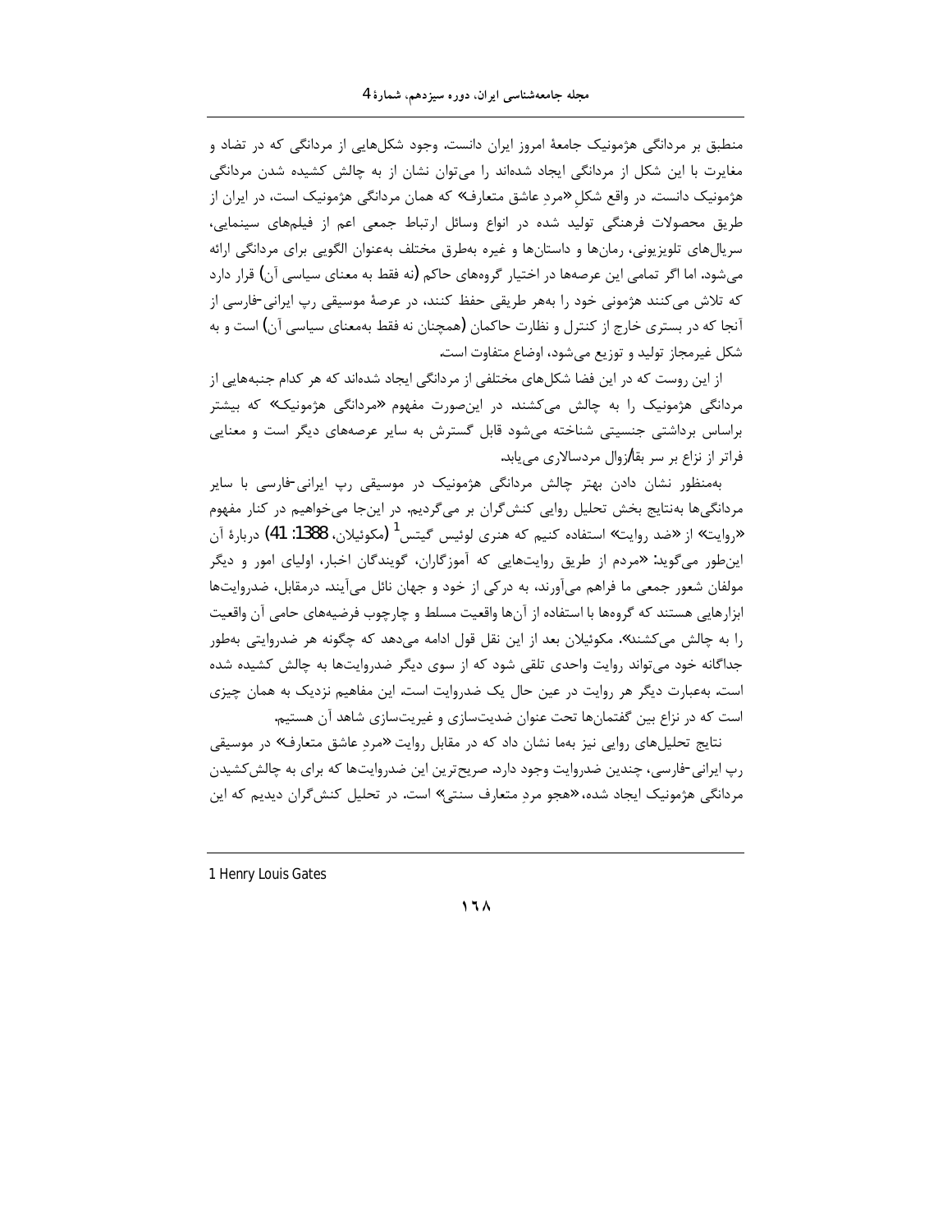منطبق بر مردانگی هژمونیک جامعهٔ امروز ایران دانست. وجود شکل‌هایی از مردانگی که در تضاد و مغایرت با این شکل از مردانگی ایجاد شده‌اند را می‌توان نشان از به چالش کشیده شدن مردانگی هژمونیک دانست. در واقع شکلِ «مردِ عاشق متعارف» که همان مردانگی هژمونیک است، در ایران از طریق محصولات فرهنگی تولید شده در انواع وسائل ارتباط جمعی اعم از فیلم‌های سینمایی، سریال‌های تلویزیونی، رمان‌ها و داستان‌ها و غیره به‌طرق مختلف به‌عنوان الگویی برای مردانگی ارائه می‌شود. اما اگر تمامی این عرصه‌ها در اختیار گروه‌های حاکم (نه فقط به معنای سیاسی آن) قرار دارد که تلاش می‌کنند هژمونی خود را به‌هر طریقی حفظ کنند، در عرصهٔ موسیقی رپ ایرانی-فارسی از آنجا که در بستری خارج از کنترل و نظارت حاکمان (همچنان نه فقط به‌معنای سیاسی آن) است و به شکل غیرمجاز تولید و توزیع می‌شود، اوضاع متفاوت است.

از این روست که در این فضا شکل‌های مختلفی از مردانگی ایجاد شده‌اند که هر کدام جنبه‌هایی از مردانگی هژمونیک را به چالش می‌کشند. در این‌صورت مفهوم «مردانگی هژمونیک» که بیشتر براساس برداشتی جنسیتی شناخته می‌شود قابل گسترش به سایر عرصه‌های دیگر است و معنایی فراتر از نزاع بر سر بقا/زوال مردسالاری می‌یابد.

به‌منظور نشان دادن بهتر چالش مردانگی هژمونیک در موسیقی رپ ایرانی-فارسی با سایر مردانگی‌ها به‌نتایج بخش تحلیل روایی کنش‌گران بر می‌گردیم. در این‌جا می‌خواهیم در کنار مفهوم «روایت» از «ضد روایت» استفاده کنیم که هنری لوئیس گیتس[1] (مکوئیلان، 1388: 41) دربارهٔ آن این‌طور می‌گوید: «مردم از طریق روایت‌هایی که آموزگاران، گویندگان اخبار، اولیای امور و دیگر مولفان شعور جمعی ما فراهم می‌آورند، به درکی از خود و جهان نائل می‌آیند. درمقابل، ضدروایت‌ها ابزارهایی هستند که گروه‌ها با استفاده از آن‌ها واقعیت مسلط و چارچوب فرضیه‌های حامی آن واقعیت را به چالش می‌کشند». مکوئیلان بعد از این نقل قول ادامه می‌دهد که چگونه هر ضدروایتی به‌طور جداگانه خود می‌تواند روایت واحدی تلقی شود که از سوی دیگر ضدروایت‌ها به چالش کشیده شده است. به‌عبارت دیگر هر روایت در عین حال یک ضدروایت است. این مفاهیم نزدیک به همان چیزی است که در نزاع بین گفتمان‌ها تحت عنوان ضدیت‌سازی و غیریت‌سازی شاهد آن هستیم.

نتایج تحلیل‌های روایی نیز به‌ما نشان داد که در مقابل روایت «مردِ عاشق متعارف» در موسیقی رپ ایرانی-فارسی، چندین ضدروایت وجود دارد. صریح‌ترین این ضدروایت‌ها که برای به‌چالش‌کشیدن مردانگی هژمونیک ایجاد شده، «هجو مردِ متعارف سنتی» است. در تحلیل کنش‌گران دیدیم که این

---

1 Henry Louis Gates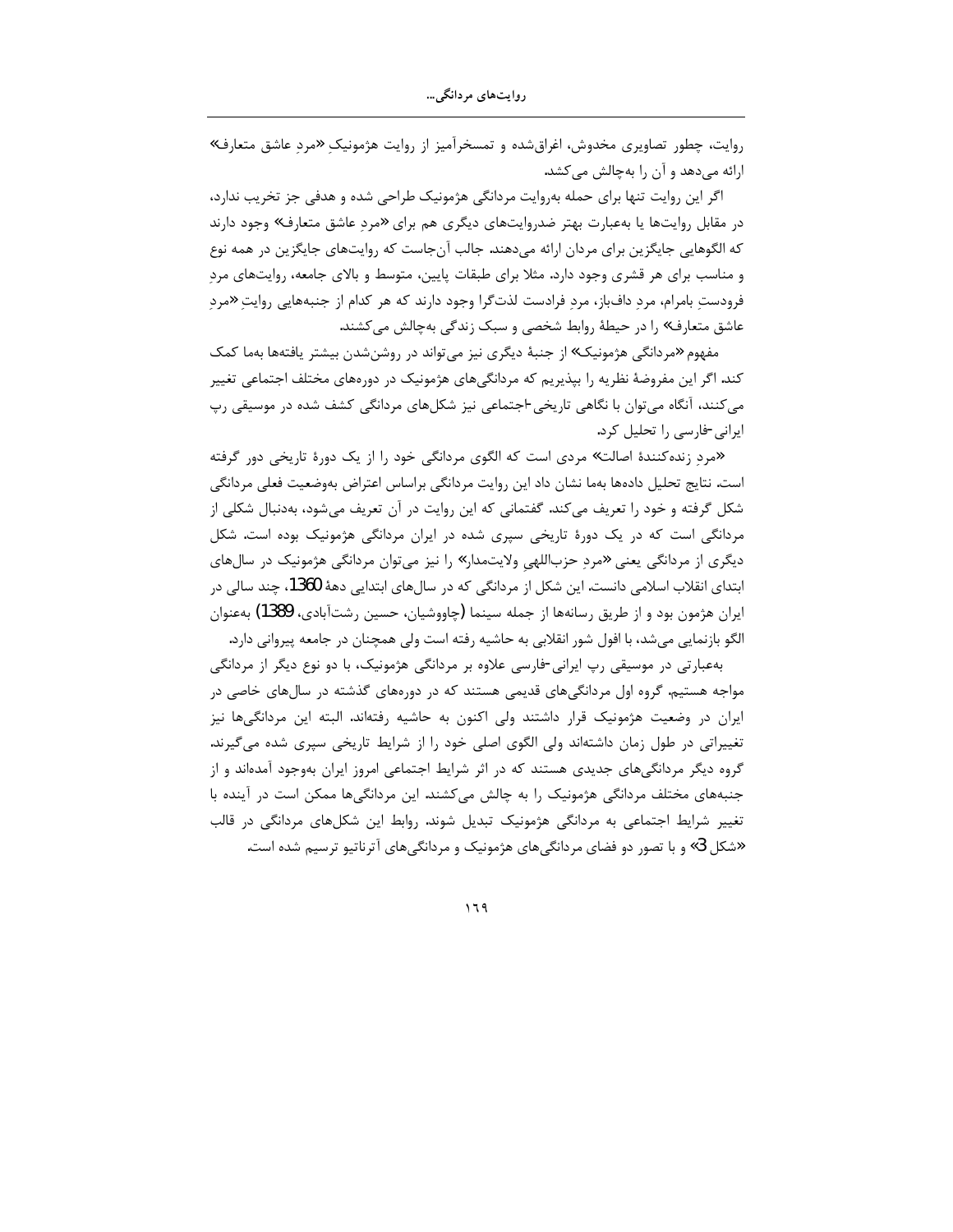روایت، چطور تصاویری مخدوش، اغراق‌شده و تمسخرآمیز از روایت هژمونیکِ «مردِ عاشق متعارف» ارائه می‌دهد و آن را به‌چالش می‌کشد.

اگر این روایت تنها برای حمله به‌روایت مردانگی هژمونیک طراحی شده و هدفی جز تخریب ندارد، در مقابل روایت‌ها یا به‌عبارت بهتر ضدروایت‌های دیگری هم برای «مردِ عاشق متعارف» وجود دارند که الگوهایی جایگزین برای مردان ارائه می‌دهند. جالب آن‌جاست که روایت‌های جایگزین در همه نوع و مناسب برای هر قشری وجود دارد. مثلا برای طبقات پایین، متوسط و بالای جامعه، روایت‌های مردِ فرودستِ بامرام، مردِ داف‌باز، مردِ فرادست لذت‌گرا وجود دارند که هر کدام از جنبه‌هایی روایتِ «مردِ عاشق متعارف» را در حیطهٔ روابط شخصی و سبک زندگی به‌چالش می‌کشند.

مفهوم «مردانگی هژمونیک» از جنبهٔ دیگری نیز می‌تواند در روشن‌شدن بیشتر یافته‌ها به‌ما کمک کند. اگر این مفروضهٔ نظریه را بپذیریم که مردانگی‌های هژمونیک در دوره‌های مختلف اجتماعی تغییر می‌کنند، آنگاه می‌توان با نگاهی تاریخی-اجتماعی نیز شکل‌های مردانگی کشف شده در موسیقی رپ ایرانی-فارسی را تحلیل کرد.

«مردِ زنده‌کنندهٔ اصالت» مردی است که الگوی مردانگی خود را از یک دورهٔ تاریخی دور گرفته است. نتایج تحلیل داده‌ها به‌ما نشان داد این روایت مردانگی براساس اعتراض به‌وضعیت فعلی مردانگی شکل گرفته و خود را تعریف می‌کند. گفتمانی که این روایت در آن تعریف می‌شود، به‌دنبال شکلی از مردانگی است که در یک دورهٔ تاریخی سپری شده در ایران مردانگی هژمونیک بوده است. شکل دیگری از مردانگی یعنی «مردِ حزب‌اللهیِ ولایت‌مدار» را نیز می‌توان مردانگی هژمونیک در سال‌های ابتدای انقلاب اسلامی دانست. این شکل از مردانگی که در سال‌های ابتدایی دههٔ 1360، چند سالی در ایران هژمون بود و از طریق رسانه‌ها از جمله سینما (چاووشیان، حسین رشت‌آبادی، 1389) به‌عنوان الگو بازنمایی می‌شد، با افول شور انقلابی به حاشیه رفته است ولی همچنان در جامعه پیروانی دارد.

به‌عبارتی در موسیقی رپ ایرانی-فارسی علاوه بر مردانگی هژمونیک، با دو نوع دیگر از مردانگی مواجه هستیم. گروه اول مردانگی‌های قدیمی هستند که در دوره‌های گذشته در سال‌های خاصی در ایران در وضعیت هژمونیک قرار داشتند ولی اکنون به حاشیه رفته‌اند. البته این مردانگی‌ها نیز تغییراتی در طول زمان داشته‌اند ولی الگوی اصلی خود را از شرایط تاریخی سپری شده می‌گیرند. گروه دیگر مردانگی‌های جدیدی هستند که در اثر شرایط اجتماعی امروز ایران به‌وجود آمده‌اند و از جنبه‌های مختلف مردانگی هژمونیک را به چالش می‌کشند. این مردانگی‌ها ممکن است در آینده با تغییر شرایط اجتماعی به مردانگی هژمونیک تبدیل شوند. روابط این شکل‌های مردانگی در قالب «شکل 3» و با تصور دو فضای مردانگی‌های هژمونیک و مردانگی‌های آلترناتیو ترسیم شده است.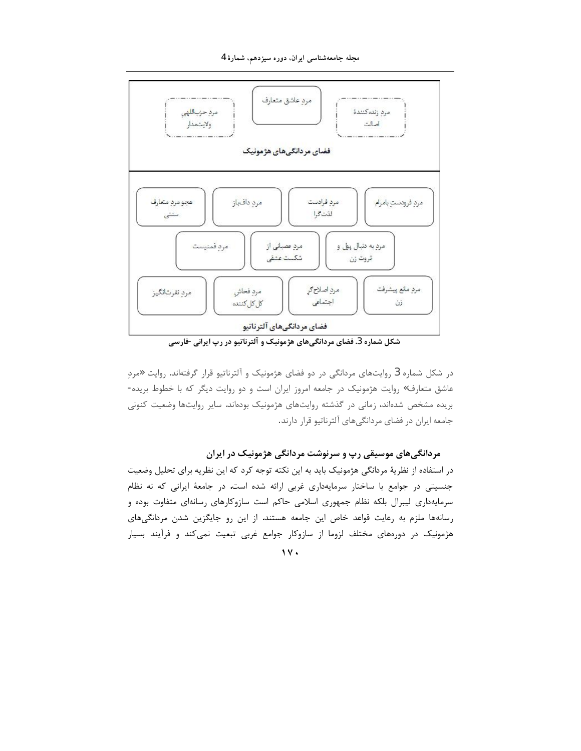مردِ حزب‌اللهیِ ولایت‌مدار

مردِ عاشق متعارف

مردِ زنده‌کنندهٔ اصالت

**فضای مردانگی‌های هژمونیک**

هجو مردِ متعارف سنتی

مردِ داف‌باز

مردِ فرادستِ لذت‌گرا

مردِ فرودستِ بامرام

مردِ فمنیست

مردِ عصبانی از شکست عشقی

مردِ به دنبال پول و ثروت زن

مردِ نفرت‌انگیز

مردِ فحاشِ کل‌کل‌کننده

مردِ اصلاح‌گرِ اجتماعی

مردِ مانع پیشرفت زن

**فضای مردانگی‌های آلترناتیو**

**شکل شماره 3. فضای مردانگی‌های هژمونیک و آلترناتیو در رپ ایرانی -فارسی**

در شکل شماره 3 روایت‌های مردانگی در دو فضای هژمونیک و آلترناتیو قرار گرفته‌اند. روایت «مردِ عاشق متعارف» روایت هژمونیک در جامعه امروز ایران است و دو روایت دیگر که با خطوط بریده-بریده مشخص شده‌اند، زمانی در گذشته روایت‌های هژمونیک بوده‌اند. سایر روایت‌ها وضعیت کنونی جامعه ایران در فضای مردانگی‌های آلترناتیو قرار دارند.

### مردانگی‌های موسیقی رپ و سرنوشت مردانگی هژمونیک در ایران

در استفاده از نظریهٔ مردانگی هژمونیک باید به این نکته توجه کرد که این نظریه برای تحلیل وضعیت جنسیتی در جوامع با ساختار سرمایه‌داری غربی ارائه شده است. در جامعهٔ ایرانی که نه نظام سرمایه‌داری لیبرال بلکه نظام جمهوری اسلامی حاکم است سازوکارهای رسانه‌ای متفاوت بوده و رسانه‌ها ملزم به رعایت قواعد خاص این جامعه هستند. از این رو جایگزین شدن مردانگی‌های هژمونیک در دوره‌های مختلف لزوما از سازوکار جوامع غربی تبعیت نمی‌کند و فرآیند بسیار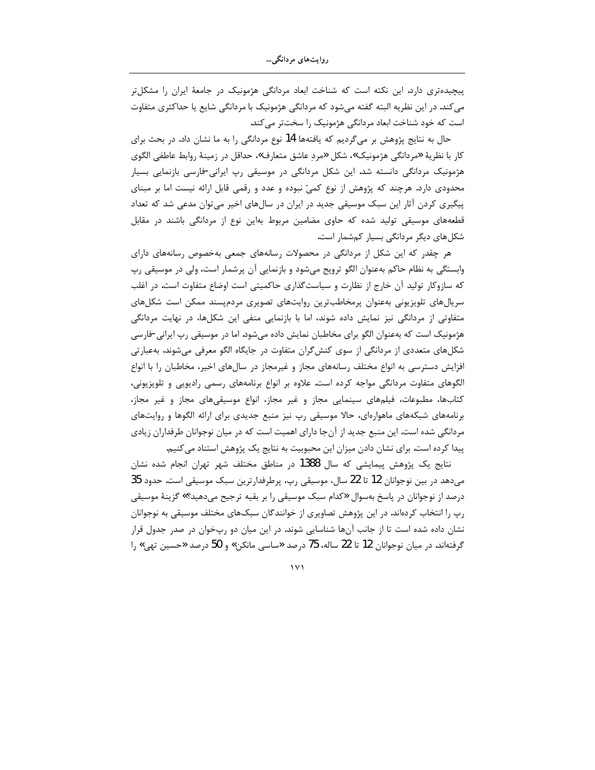پیچیده‌تری دارد. این نکته است که شناخت ابعاد مردانگی هژمونیک در جامعهٔ ایران را مشکل‌تر می‌کند. در این نظریه البته گفته می‌شود که مردانگی هژمونیک با مردانگی شایع یا حداکثری متفاوت است که خود شناخت ابعاد مردانگی هژمونیک را سخت‌تر می‌کند.

حال به نتایج پژوهش بر می‌گردیم که یافته‌ها 14 نوع مردانگی را به ما نشان داد. در بحث برای کار با نظریهٔ «مردانگی هژمونیک»، شکل «مردِ عاشق متعارف»، حداقل در زمینهٔ روابط عاطفی الگوی هژمونیک مردانگی دانسته شد. این شکل مردانگی در موسیقی رپ ایرانی-فارسی بازنمایی بسیار محدودی دارد. هرچند که پژوهش از نوع کمیّ نبوده و عدد و رقمی قابل ارائه نیست اما بر مبنای پیگیری کردن آثار این سبک موسیقی جدید در ایران در سال‌های اخیر می‌توان مدعی شد که تعداد قطعه‌های موسیقی تولید شده که حاوی مضامین مربوط به‌این نوع از مردانگی باشند در مقابل شکل‌های دیگر مردانگی بسیار کم‌شمار است.

هر چقدر که این شکل از مردانگی در محصولات رسانه‌های جمعی به‌خصوص رسانه‌های دارای وابستگی به نظام حاکم به‌عنوان الگو ترویج می‌شود و بازنمایی آن پرشمار است، ولی در موسیقی رپ که سازوکار تولید آن خارج از نظارت و سیاست‌گذاری حاکمیتی است اوضاع متفاوت است. در اغلب سریال‌های تلویزیونی به‌عنوان پرمخاطب‌ترین روایت‌های تصویری مردم‌پسند ممکن است شکل‌های متفاوتی از مردانگی نیز نمایش داده شوند، اما با بازنمایی منفی این شکل‌ها، در نهایت مردانگی هژمونیک است که به‌عنوان الگو برای مخاطبان نمایش داده می‌شود. اما در موسیقی رپ ایرانی-فارسی شکل‌های متعددی از مردانگی از سوی کنش‌گران متفاوت در جایگاه الگو معرفی می‌شوند. به‌عبارتی افزایش دسترسی به انواع مختلف رسانه‌های مجاز و غیرمجاز در سال‌های اخیر، مخاطبان را با انواع الگوهای متفاوت مردانگی مواجه کرده است. علاوه بر انواع برنامه‌های رسمی رادیویی و تلویزیونی، کتاب‌ها، مطبوعات، فیلم‌های سینمایی مجاز و غیر مجاز، انواع موسیقی‌های مجاز و غیر مجاز، برنامه‌های شبکه‌های ماهواره‌ای، حالا موسیقی رپ نیز منبع جدیدی برای ارائه الگوها و روایت‌های مردانگی شده است. این منبع جدید از آن‌جا دارای اهمیت است که در میان نوجوانان طرفداران زیادی پیدا کرده است. برای نشان دادن میزان این محبوبیت به نتایج یک پژوهش استناد می‌کنیم.

نتایج یک پژوهش پیمایشی که سال 1388 در مناطق مختلف شهر تهران انجام شده نشان می‌دهد در بین نوجوانان 12 تا 22 سال، موسیقی رپ، پرطرفدارترین سبک موسیقی است. حدود 35 درصد از نوجوانان در پاسخ به‌سوال «کدام سبک موسیقی را بر بقیه ترجیح می‌دهید؟» گزینهٔ موسیقی رپ را انتخاب کرده‌اند. در این پژوهش تصاویری از خوانندگان سبک‌های مختلف موسیقی به نوجوانان نشان داده شده است تا از جانب آن‌ها شناسایی شوند. در این میان دو رپ‌خوان در صدر جدول قرار گرفته‌اند. در میان نوجوانان 12 تا 22 ساله، 75 درصد «ساسی مانکن» و 50 درصد «حسین تهی» را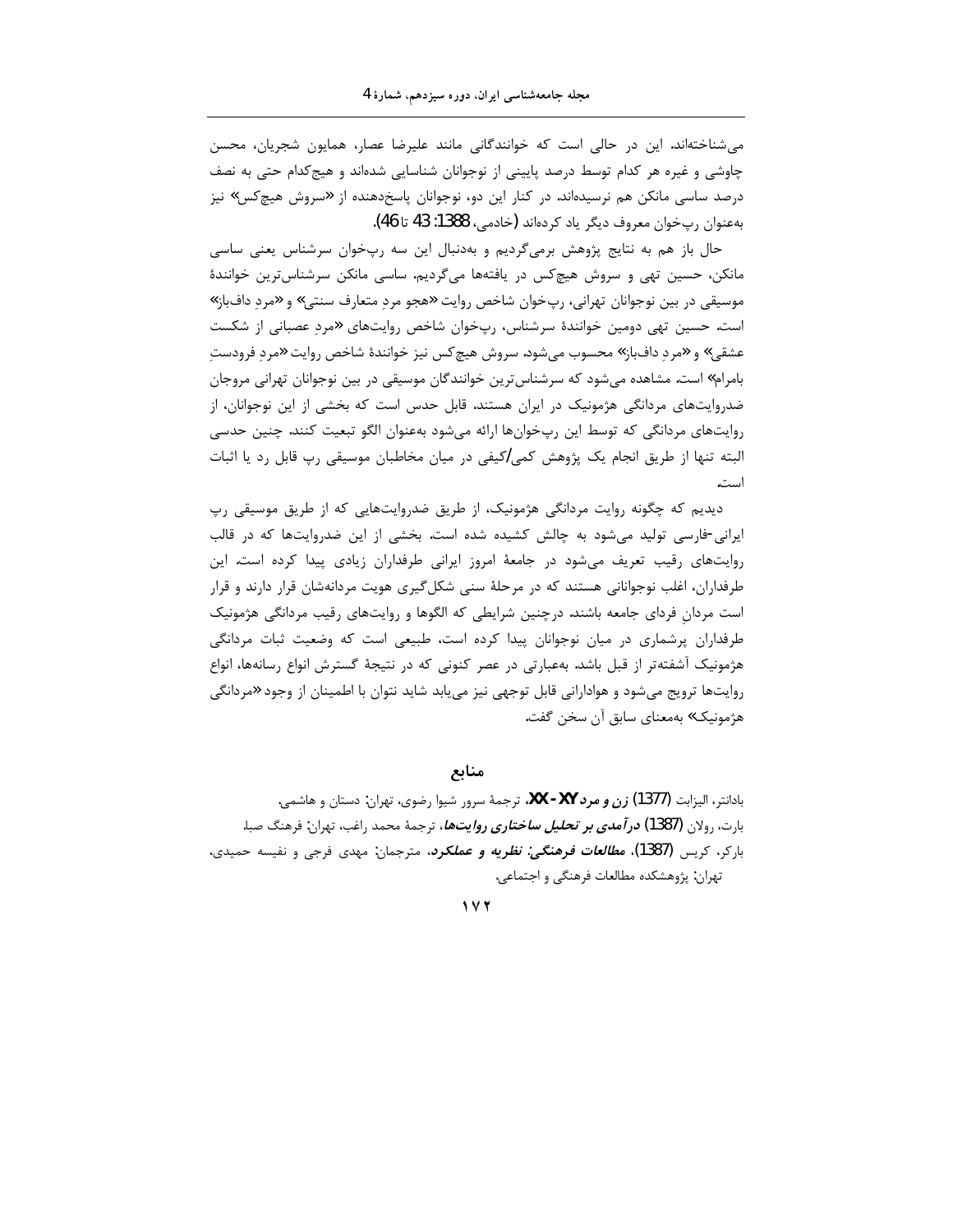می‌شناخته‌اند. این در حالی است که خوانندگانی مانند علیرضا عصار، همایون شجریان، محسن چاوشی و غیره هر کدام توسط درصد پایینی از نوجوانان شناسایی شده‌اند و هیچ‌کدام حتی به نصف درصد ساسی مانکن هم نرسیده‌اند. در کنار این دو، نوجوانان پاسخ‌دهنده از «سروش هیچ‌کس» نیز به‌عنوان رپ‌خوان معروف دیگر یاد کرده‌اند (خادمی، 1388: 43 تا 46).

حال باز هم به نتایج پژوهش برمی‌گردیم و به‌دنبال این سه رپ‌خوان سرشناس یعنی ساسی مانکن، حسین تهی و سروش هیچ‌کس در یافته‌ها می‌گردیم. ساسی مانکن سرشناس‌ترین خوانندهٔ موسیقی در بین نوجوانان تهرانی، رپ‌خوان شاخص روایت «هجو مردِ متعارف سنتی» و «مردِ داف‌باز» است. حسین تهی دومین خوانندهٔ سرشناس، رپ‌خوان شاخص روایت‌های «مردِ عصبانی از شکست عشقی» و «مردِ داف‌باز» محسوب می‌شود. سروش هیچ‌کس نیز خوانندهٔ شاخص روایت «مردِ فرودستِ بامرام» است. مشاهده می‌شود که سرشناس‌ترین خوانندگان موسیقی در بین نوجوانان تهرانی مروجان ضدروایت‌های مردانگی هژمونیک در ایران هستند. قابل حدس است که بخشی از این نوجوانان، از روایت‌های مردانگی که توسط این رپ‌خوان‌ها ارائه می‌شود به‌عنوان الگو تبعیت کنند. چنین حدسی البته تنها از طریق انجام یک پژوهش کمی/کیفی در میان مخاطبان موسیقی رپ قابل رد یا اثبات است.

دیدیم که چگونه روایت مردانگی هژمونیک، از طریق ضدروایت‌هایی که از طریق موسیقی رپ ایرانی-فارسی تولید می‌شود به چالش کشیده شده است. بخشی از این ضدروایت‌ها که در قالب روایت‌های رقیب تعریف می‌شود در جامعهٔ امروز ایرانی طرفداران زیادی پیدا کرده است. این طرفداران، اغلب نوجوانانی هستند که در مرحلهٔ سنی شکل‌گیری هویت مردانه‌شان قرار دارند و قرار است مردانِ فردای جامعه باشند. درچنین شرایطی که الگوها و روایت‌های رقیب مردانگی هژمونیک طرفداران پرشماری در میان نوجوانان پیدا کرده است، طبیعی است که وضعیت ثبات مردانگی هژمونیک آشفته‌تر از قبل باشد. به‌عبارتی در عصر کنونی که در نتیجهٔ گسترش انواع رسانه‌ها، انواع روایت‌ها ترویج می‌شود و هوادارانی قابل توجهی نیز می‌یابد شاید نتوان با اطمینان از وجود «مردانگی هژمونیک» به‌معنای سابق آن سخن گفت.

## منابع

بادانتر، الیزابت (1377) ***زن و مرد XY-XX***، ترجمهٔ سرور شیوا رضوی، تهران: دستان و هاشمی.

بارت، رولان (1387) ***درآمدی بر تحلیل ساختاری روایت‌ها***، ترجمهٔ محمد راغب، تهران: فرهنگ صبا.

بارکر، کریس (1387)، ***مطالعات فرهنگی: نظریه و عملکرد***، مترجمان: مهدی فرجی و نفیسه حمیدی، تهران: پژوهشکده مطالعات فرهنگی و اجتماعی.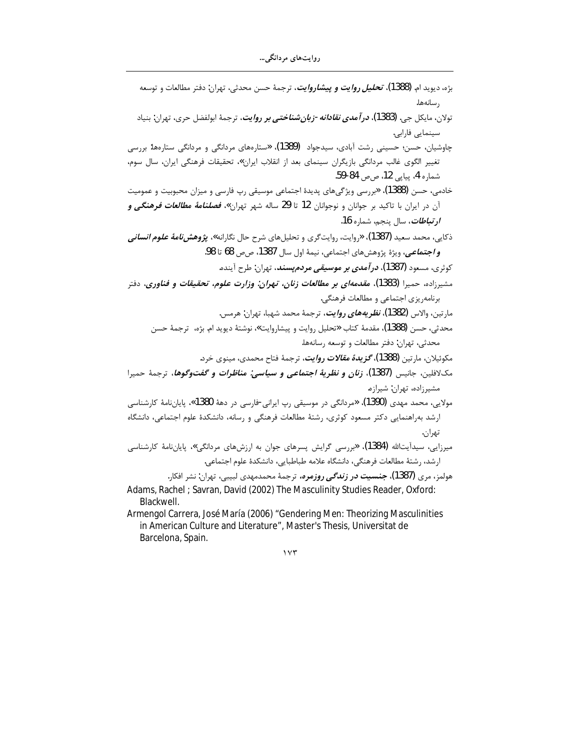بژه، دیوید ام. (1388)، ***تحلیل روایت و پیشاروایت***، ترجمهٔ حسن محدثی، تهران: دفتر مطالعات و توسعه رسانه‌ها.

تولان، مایکل جی. (1383)، ***درآمدی نقادانه -زبان‌شناختی بر روایت***، ترجمهٔ ابولفضل حری، تهران: بنیاد سینمایی فارابی.

چاوشیان، حسن؛ حسینی رشت آبادی، سیدجواد (1389)، «ستاره‌های مردانگی و مردانگی ستاره‌ها: بررسی تغییر الگوی غالب مردانگی بازیگران سینمای بعد از انقلاب ایران»، تحقیقات فرهنگی ایران، سال سوم، شماره 4، پیاپی 12، ص‌ص 84-59.

خادمی، حسن (1388)، «بررسی ویژگی‌های پدیدهٔ اجتماعی موسیقی رپ فارسی و میزان محبوبیت و عمومیت آن در ایران با تاکید بر جوانان و نوجوانان 12 تا 29 ساله شهر تهران»، ***فصلنامهٔ مطالعات فرهنگی و ارتباطات***، سال پنجم، شماره 16.

ذکایی، محمد سعید (1387)، «روایت، روایت‌گری و تحلیل‌های شرح حال نگارانه»، ***پژوهش‌نامهٔ علوم انسانی و اجتماعی***، ویژهٔ پژوهش‌های اجتماعی، نیمهٔ اول سال 1387، ص‌ص 68 تا 98.

کوثری، مسعود (1387)، ***درآمدی بر موسیقی مردم‌پسند***، تهران: طرح آینده.

مشیرزاده، حمیرا (1383)، ***مقدمه‌ای بر مطالعات زنان، تهران: وزارت علوم، تحقیقات و فناوری***، دفتر برنامه‌ریزی اجتماعی و مطالعات فرهنگی.

مارتین، والاس (1382)، ***نظریه‌های روایت***، ترجمهٔ محمد شهبا، تهران: هرمس.

محدثی، حسن (1388)، مقدمهٔ کتاب «تحلیل روایت و پیشاروایت»، نوشتهٔ دیوید ام. بژه، ترجمهٔ حسن محدثی، تهران: دفتر مطالعات و توسعه رسانه‌ها.

مکوئیلان، مارتین (1388)، ***گزیدهٔ مقالات روایت***، ترجمهٔ فتاح محمدی، مینوی خرد.

مک‌لافلین، جانیس (1387)، ***زنان و نظریهٔ اجتماعی و سیاسی: مناظرات و گفت‌وگوها***، ترجمهٔ حمیرا مشیرزاده، تهران: شیرازه.

مولایی، محمد مهدی (1390)، «مردانگی در موسیقی رپ ایرانی-فارسی در دههٔ 1380»، پایان‌نامهٔ کارشناسی ارشد به‌راهنمایی دکتر مسعود کوثری، رشتهٔ مطالعات فرهنگی و رسانه، دانشکدهٔ علوم اجتماعی، دانشگاه تهران.

میرزایی، سیدآیت‌الله (1384)، «بررسی گرایش پسرهای جوان به ارزش‌های مردانگی»، پایان‌نامهٔ کارشناسی ارشد، رشتهٔ مطالعات فرهنگی، دانشگاه علامه طباطبایی، دانشکدهٔ علوم اجتماعی.

هولمز، مری (1387)، ***جنسیت در زندگی روزمره***، ترجمهٔ محمدمهدی لبیبی، تهران: نشر افکار.

Adams, Rachel ; Savran, David (2002) The Masculinity Studies Reader, Oxford: Blackwell.

Armengol Carrera, José María (2006) "Gendering Men: Theorizing Masculinities in American Culture and Literature", Master's Thesis, Universitat de Barcelona, Spain.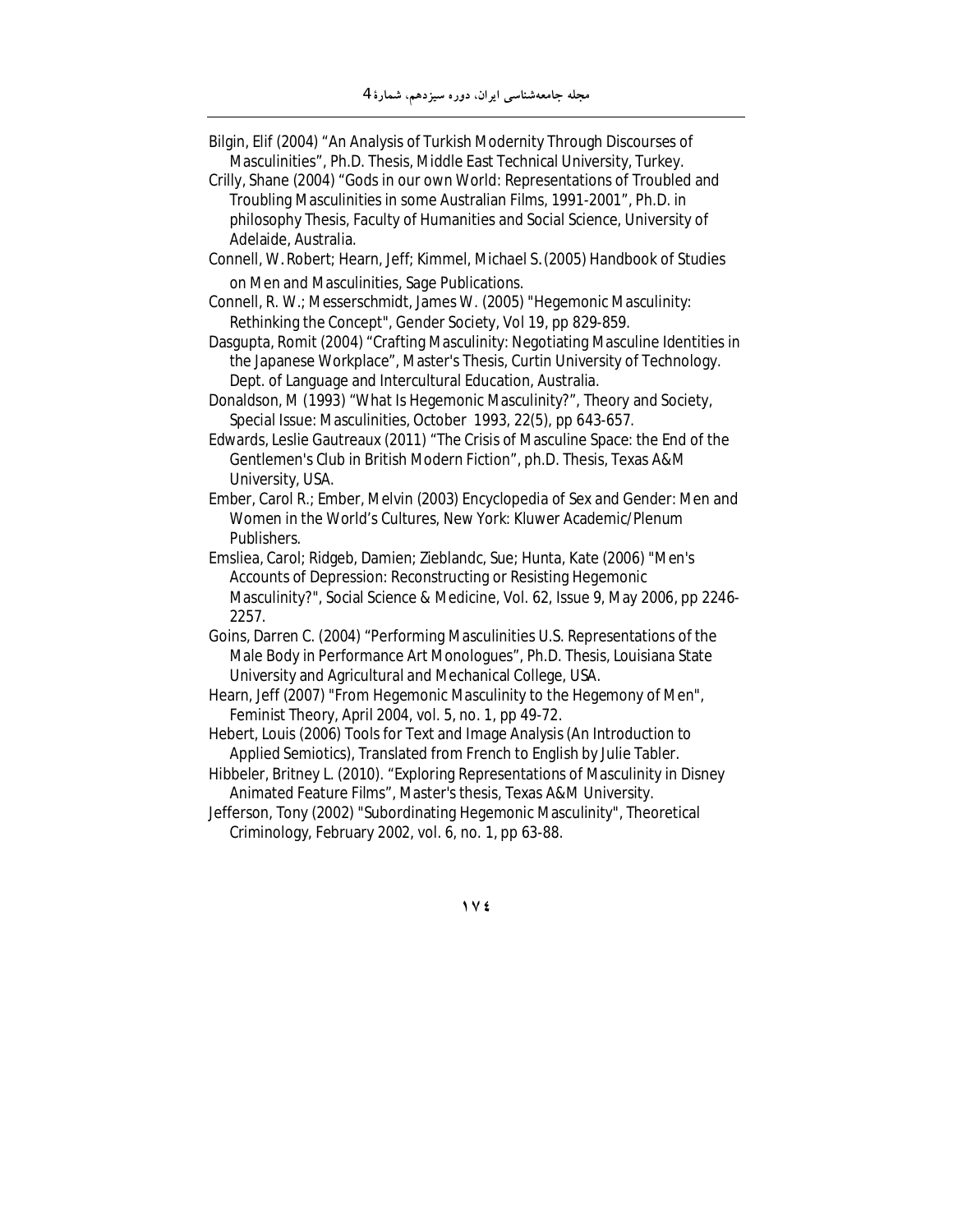Bilgin, Elif (2004) “An Analysis of Turkish Modernity Through Discourses of Masculinities”, Ph.D. Thesis, Middle East Technical University, Turkey.

Crilly, Shane (2004) “Gods in our own World: Representations of Troubled and Troubling Masculinities in some Australian Films, 1991-2001”, Ph.D. in philosophy Thesis, Faculty of Humanities and Social Science, University of Adelaide, Australia.

Connell, W. Robert; Hearn, Jeff; Kimmel, Michael S. (2005) Handbook of Studies on Men and Masculinities, Sage Publications.

Connell, R. W.; Messerschmidt, James W. (2005) "Hegemonic Masculinity: Rethinking the Concept", Gender Society, Vol 19, pp 829-859.

Dasgupta, Romit (2004) “Crafting Masculinity: Negotiating Masculine Identities in the Japanese Workplace”, Master's Thesis, Curtin University of Technology. Dept. of Language and Intercultural Education, Australia.

Donaldson, M (1993) “What Is Hegemonic Masculinity?”, Theory and Society, Special Issue: Masculinities, October 1993, 22(5), pp 643-657.

Edwards, Leslie Gautreaux (2011) “The Crisis of Masculine Space: the End of the Gentlemen's Club in British Modern Fiction”, ph.D. Thesis, Texas A&M University, USA.

Ember, Carol R.; Ember, Melvin (2003) Encyclopedia of Sex and Gender: Men and Women in the World’s Cultures, New York: Kluwer Academic/Plenum Publishers.

Emsliea, Carol; Ridgeb, Damien; Zieblandc, Sue; Hunta, Kate (2006) "Men's Accounts of Depression: Reconstructing or Resisting Hegemonic Masculinity?", Social Science & Medicine, Vol. 62, Issue 9, May 2006, pp 2246-2257.

Goins, Darren C. (2004) “Performing Masculinities U.S. Representations of the Male Body in Performance Art Monologues”, Ph.D. Thesis, Louisiana State University and Agricultural and Mechanical College, USA.

Hearn, Jeff (2007) "From Hegemonic Masculinity to the Hegemony of Men", Feminist Theory, April 2004, vol. 5, no. 1, pp 49-72.

Hebert, Louis (2006) Tools for Text and Image Analysis (An Introduction to Applied Semiotics), Translated from French to English by Julie Tabler.

Hibbeler, Britney L. (2010). “Exploring Representations of Masculinity in Disney Animated Feature Films”, Master's thesis, Texas A&M University.

Jefferson, Tony (2002) "Subordinating Hegemonic Masculinity", Theoretical Criminology, February 2002, vol. 6, no. 1, pp 63-88.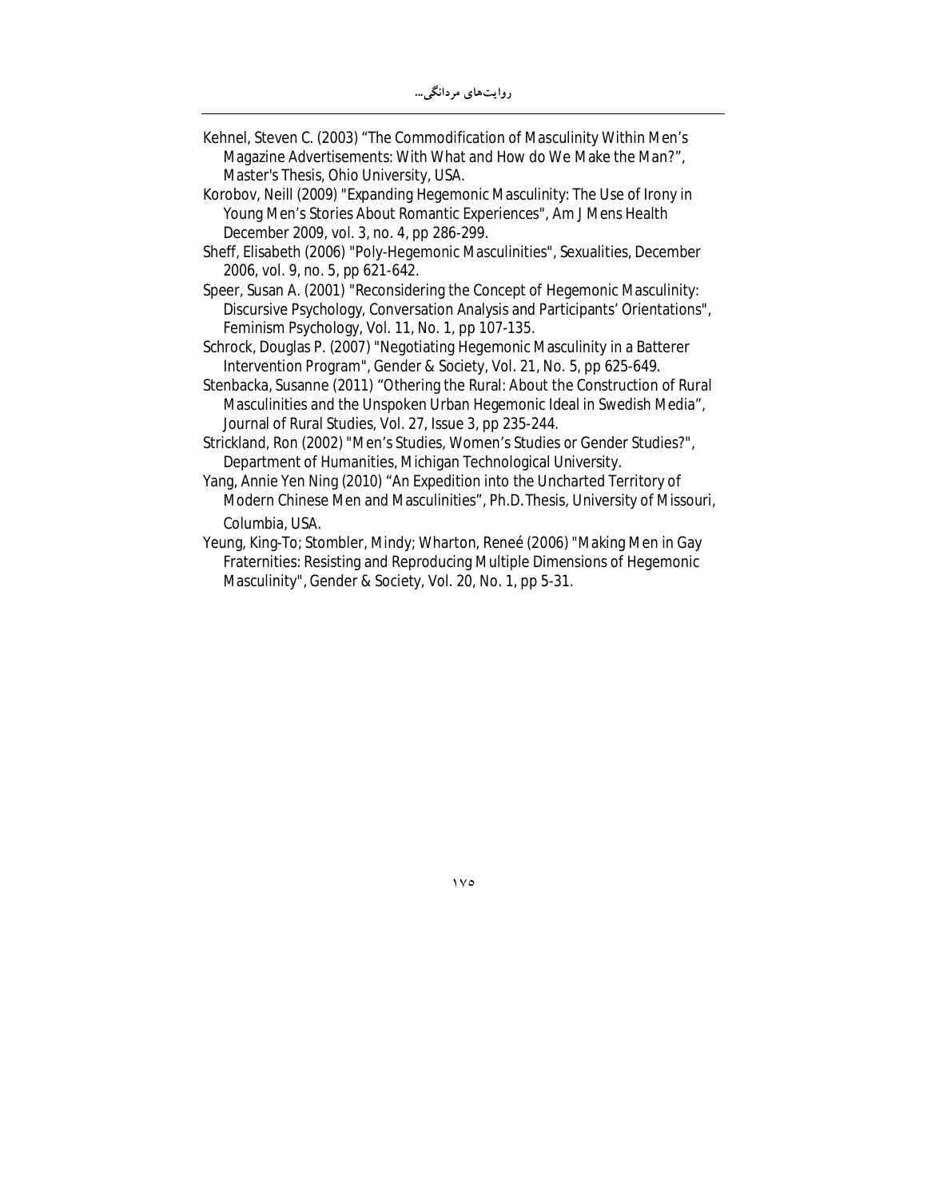Kehnel, Steven C. (2003) “The Commodification of Masculinity Within Men’s Magazine Advertisements: With What and How do We Make the Man?”, Master's Thesis, Ohio University, USA.

Korobov, Neill (2009) "Expanding Hegemonic Masculinity: The Use of Irony in Young Men’s Stories About Romantic Experiences", Am J Mens Health December 2009, vol. 3, no. 4, pp 286-299.

Sheff, Elisabeth (2006) "Poly-Hegemonic Masculinities", Sexualities, December 2006, vol. 9, no. 5, pp 621-642.

Speer, Susan A. (2001) "Reconsidering the Concept of Hegemonic Masculinity: Discursive Psychology, Conversation Analysis and Participants’ Orientations", Feminism Psychology, Vol. 11, No. 1, pp 107-135.

Schrock, Douglas P. (2007) "Negotiating Hegemonic Masculinity in a Batterer Intervention Program", Gender & Society, Vol. 21, No. 5, pp 625-649.

Stenbacka, Susanne (2011) “Othering the Rural: About the Construction of Rural Masculinities and the Unspoken Urban Hegemonic Ideal in Swedish Media”, Journal of Rural Studies, Vol. 27, Issue 3, pp 235-244.

Strickland, Ron (2002) "Men’s Studies, Women’s Studies or Gender Studies?", Department of Humanities, Michigan Technological University.

Yang, Annie Yen Ning (2010) “An Expedition into the Uncharted Territory of Modern Chinese Men and Masculinities”, Ph.D. Thesis, University of Missouri, Columbia, USA.

Yeung, King-To; Stombler, Mindy; Wharton, Reneé (2006) "Making Men in Gay Fraternities: Resisting and Reproducing Multiple Dimensions of Hegemonic Masculinity", Gender & Society, Vol. 20, No. 1, pp 5-31.